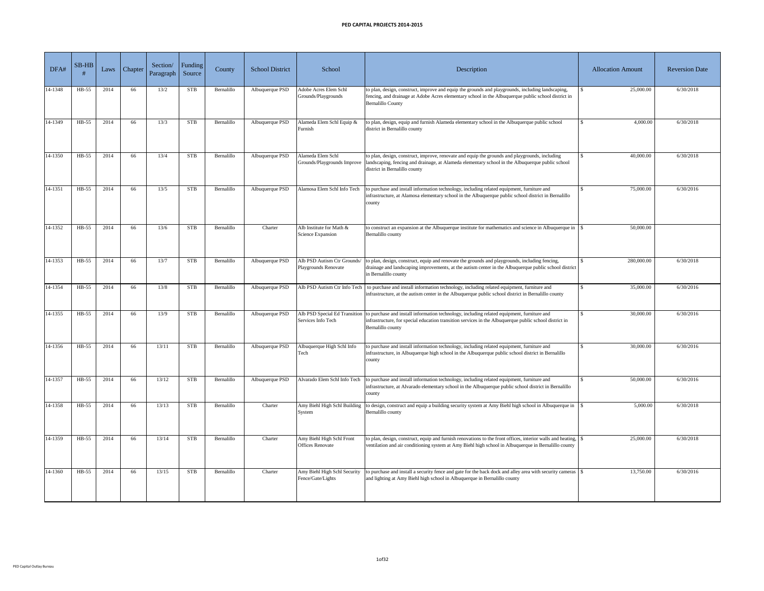# PED CAPITAL PROJECTS 2014-2015

| DFA# | SB-HB # | Laws | Chapter | Section/ Paragraph | Funding Source | County | School District | School | Description | Allocation Amount | Reversion Date |
|---|---|---|---|---|---|---|---|---|---|---|---|
| 14-1348 | HB-55 | 2014 | 66 | 13/2 | STB | Bernalillo | Albuquerque PSD | Adobe Acres Elem Schl Grounds/Playgrounds | to plan, design, construct, improve and equip the grounds and playgrounds, including landscaping, fencing, and drainage at Adobe Acres elementary school in the Albuquerque public school district in Bernalillo County | $ 25,000.00 | 6/30/2018 |
| 14-1349 | HB-55 | 2014 | 66 | 13/3 | STB | Bernalillo | Albuquerque PSD | Alameda Elem Schl Equip & Furnish | to plan, design, equip and furnish Alameda elementary school in the Albuquerque public school district in Bernalillo county | $ 4,000.00 | 6/30/2018 |
| 14-1350 | HB-55 | 2014 | 66 | 13/4 | STB | Bernalillo | Albuquerque PSD | Alameda Elem Schl Grounds/Playgrounds Improve | to plan, design, construct, improve, renovate and equip the grounds and playgrounds, including landscaping, fencing and drainage, at Alameda elementary school in the Albuquerque public school district in Bernalillo county | $ 40,000.00 | 6/30/2018 |
| 14-1351 | HB-55 | 2014 | 66 | 13/5 | STB | Bernalillo | Albuquerque PSD | Alamosa Elem Schl Info Tech | to purchase and install information technology, including related equipment, furniture and infrastructure, at Alamosa elementary school in the Albuquerque public school district in Bernalillo county | $ 75,000.00 | 6/30/2016 |
| 14-1352 | HB-55 | 2014 | 66 | 13/6 | STB | Bernalillo | Charter | Alb Institute for Math & Science Expansion | to construct an expansion at the Albuquerque institute for mathematics and science in Albuquerque in Bernalillo county | $ 50,000.00 | |
| 14-1353 | HB-55 | 2014 | 66 | 13/7 | STB | Bernalillo | Albuquerque PSD | Alb PSD Autism Ctr Grounds/ Playgrounds Renovate | to plan, design, construct, equip and renovate the grounds and playgrounds, including fencing, drainage and landscaping improvements, at the autism center in the Albuquerque public school district in Bernalillo county | $ 280,000.00 | 6/30/2018 |
| 14-1354 | HB-55 | 2014 | 66 | 13/8 | STB | Bernalillo | Albuquerque PSD | Alb PSD Autism Ctr Info Tech | to purchase and install information technology, including related equipment, furniture and infrastructure, at the autism center in the Albuquerque public school district in Bernalillo county | $ 35,000.00 | 6/30/2016 |
| 14-1355 | HB-55 | 2014 | 66 | 13/9 | STB | Bernalillo | Albuquerque PSD | Alb PSD Special Ed Transition Services Info Tech | to purchase and install information technology, including related equipment, furniture and infrastructure, for special education transition services in the Albuquerque public school district in Bernalillo county | $ 30,000.00 | 6/30/2016 |
| 14-1356 | HB-55 | 2014 | 66 | 13/11 | STB | Bernalillo | Albuquerque PSD | Albuquerque High Schl Info Tech | to purchase and install information technology, including related equipment, furniture and infrastructure, in Albuquerque high school in the Albuquerque public school district in Bernalillo county | $ 30,000.00 | 6/30/2016 |
| 14-1357 | HB-55 | 2014 | 66 | 13/12 | STB | Bernalillo | Albuquerque PSD | Alvarado Elem Schl Info Tech | to purchase and install information technology, including related equipment, furniture and infrastructure, at Alvarado elementary school in the Albuquerque public school district in Bernalillo county | $ 50,000.00 | 6/30/2016 |
| 14-1358 | HB-55 | 2014 | 66 | 13/13 | STB | Bernalillo | Charter | Amy Biehl High Schl Building System | to design, construct and equip a building security system at Amy Biehl high school in Albuquerque in Bernalillo county | $ 5,000.00 | 6/30/2018 |
| 14-1359 | HB-55 | 2014 | 66 | 13/14 | STB | Bernalillo | Charter | Amy Biehl High Schl Front Offices Renovate | to plan, design, construct, equip and furnish renovations to the front offices, interior walls and heating, ventilation and air conditioning system at Amy Biehl high school in Albuquerque in Bernalillo county | $ 25,000.00 | 6/30/2018 |
| 14-1360 | HB-55 | 2014 | 66 | 13/15 | STB | Bernalillo | Charter | Amy Biehl High Schl Security Fence/Gate/Lights | to purchase and install a security fence and gate for the back dock and alley area with security cameras and lighting at Amy Biehl high school in Albuquerque in Bernalillo county | $ 13,750.00 | 6/30/2016 |

PED Capital Outlay Bureau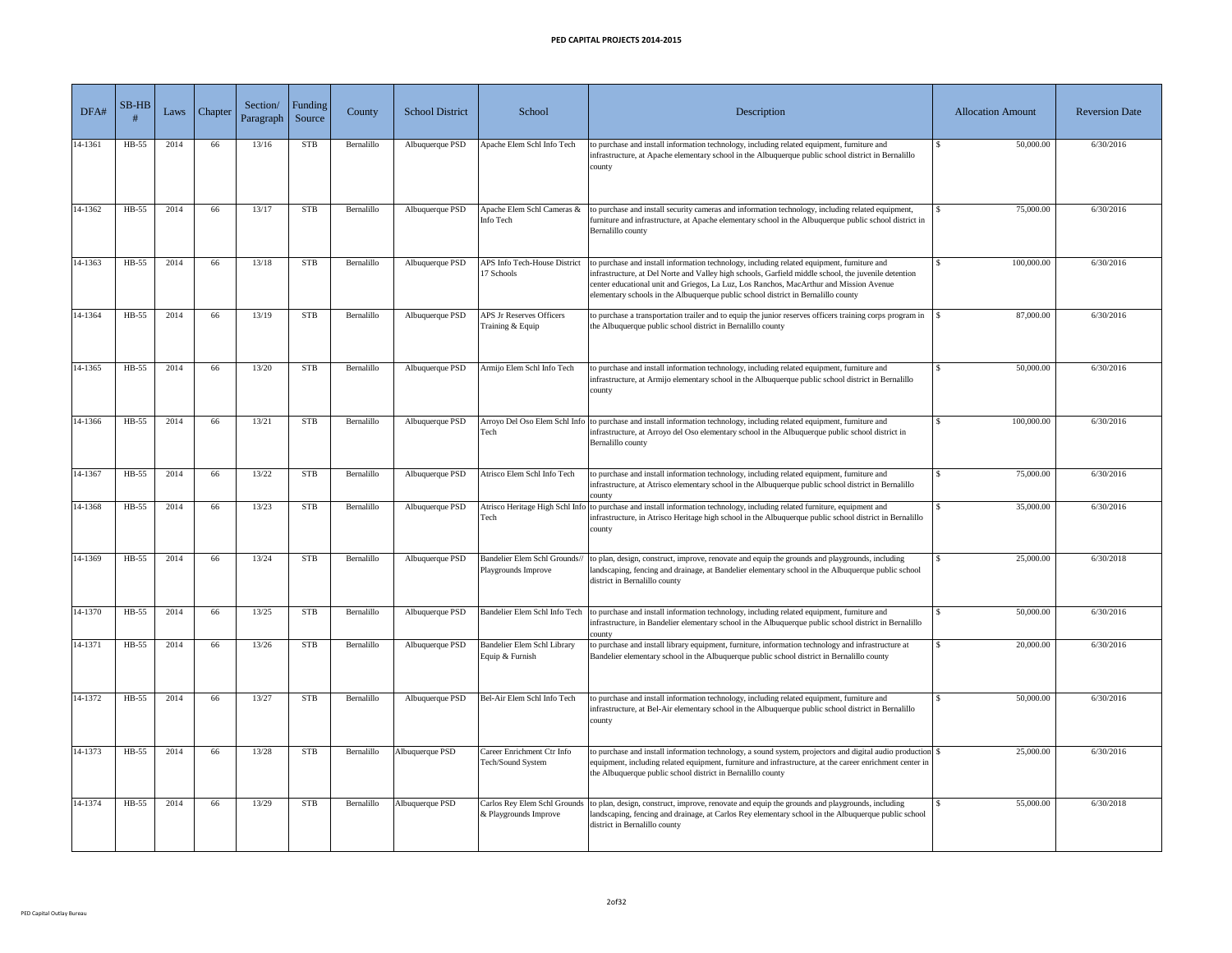# PED CAPITAL PROJECTS 2014-2015

| DFA# | SB-HB # | Laws | Chapter | Section/ Paragraph | Funding Source | County | School District | School | Description | Allocation Amount | Reversion Date |
|---|---|---|---|---|---|---|---|---|---|---|---|
| 14-1361 | HB-55 | 2014 | 66 | 13/16 | STB | Bernalillo | Albuquerque PSD | Apache Elem Schl Info Tech | to purchase and install information technology, including related equipment, furniture and infrastructure, at Apache elementary school in the Albuquerque public school district in Bernalillo county | $ 50,000.00 | 6/30/2016 |
| 14-1362 | HB-55 | 2014 | 66 | 13/17 | STB | Bernalillo | Albuquerque PSD | Apache Elem Schl Cameras & Info Tech | to purchase and install security cameras and information technology, including related equipment, furniture and infrastructure, at Apache elementary school in the Albuquerque public school district in Bernalillo county | $ 75,000.00 | 6/30/2016 |
| 14-1363 | HB-55 | 2014 | 66 | 13/18 | STB | Bernalillo | Albuquerque PSD | APS Info Tech-House District 17 Schools | to purchase and install information technology, including related equipment, furniture and infrastructure, at Del Norte and Valley high schools, Garfield middle school, the juvenile detention center educational unit and Griegos, La Luz, Los Ranchos, MacArthur and Mission Avenue elementary schools in the Albuquerque public school district in Bernalillo county | $ 100,000.00 | 6/30/2016 |
| 14-1364 | HB-55 | 2014 | 66 | 13/19 | STB | Bernalillo | Albuquerque PSD | APS Jr Reserves Officers Training & Equip | to purchase a transportation trailer and to equip the junior reserves officers training corps program in the Albuquerque public school district in Bernalillo county | $ 87,000.00 | 6/30/2016 |
| 14-1365 | HB-55 | 2014 | 66 | 13/20 | STB | Bernalillo | Albuquerque PSD | Armijo Elem Schl Info Tech | to purchase and install information technology, including related equipment, furniture and infrastructure, at Armijo elementary school in the Albuquerque public school district in Bernalillo county | $ 50,000.00 | 6/30/2016 |
| 14-1366 | HB-55 | 2014 | 66 | 13/21 | STB | Bernalillo | Albuquerque PSD | Arroyo Del Oso Elem Schl Info Tech | to purchase and install information technology, including related equipment, furniture and infrastructure, at Arroyo del Oso elementary school in the Albuquerque public school district in Bernalillo county | $ 100,000.00 | 6/30/2016 |
| 14-1367 | HB-55 | 2014 | 66 | 13/22 | STB | Bernalillo | Albuquerque PSD | Atrisco Elem Schl Info Tech | to purchase and install information technology, including related equipment, furniture and infrastructure, at Atrisco elementary school in the Albuquerque public school district in Bernalillo county | $ 75,000.00 | 6/30/2016 |
| 14-1368 | HB-55 | 2014 | 66 | 13/23 | STB | Bernalillo | Albuquerque PSD | Atrisco Heritage High Schl Info Tech | to purchase and install information technology, including related furniture, equipment and infrastructure, in Atrisco Heritage high school in the Albuquerque public school district in Bernalillo county | $ 35,000.00 | 6/30/2016 |
| 14-1369 | HB-55 | 2014 | 66 | 13/24 | STB | Bernalillo | Albuquerque PSD | Bandelier Elem Schl Grounds// Playgrounds Improve | to plan, design, construct, improve, renovate and equip the grounds and playgrounds, including landscaping, fencing and drainage, at Bandelier elementary school in the Albuquerque public school district in Bernalillo county | $ 25,000.00 | 6/30/2018 |
| 14-1370 | HB-55 | 2014 | 66 | 13/25 | STB | Bernalillo | Albuquerque PSD | Bandelier Elem Schl Info Tech | to purchase and install information technology, including related equipment, furniture and infrastructure, in Bandelier elementary school in the Albuquerque public school district in Bernalillo county | $ 50,000.00 | 6/30/2016 |
| 14-1371 | HB-55 | 2014 | 66 | 13/26 | STB | Bernalillo | Albuquerque PSD | Bandelier Elem Schl Library Equip & Furnish | to purchase and install library equipment, furniture, information technology and infrastructure at Bandelier elementary school in the Albuquerque public school district in Bernalillo county | $ 20,000.00 | 6/30/2016 |
| 14-1372 | HB-55 | 2014 | 66 | 13/27 | STB | Bernalillo | Albuquerque PSD | Bel-Air Elem Schl Info Tech | to purchase and install information technology, including related equipment, furniture and infrastructure, at Bel-Air elementary school in the Albuquerque public school district in Bernalillo county | $ 50,000.00 | 6/30/2016 |
| 14-1373 | HB-55 | 2014 | 66 | 13/28 | STB | Bernalillo | Albuquerque PSD | Career Enrichment Ctr Info Tech/Sound System | to purchase and install information technology, a sound system, projectors and digital audio production equipment, including related equipment, furniture and infrastructure, at the career enrichment center in the Albuquerque public school district in Bernalillo county | $ 25,000.00 | 6/30/2016 |
| 14-1374 | HB-55 | 2014 | 66 | 13/29 | STB | Bernalillo | Albuquerque PSD | Carlos Rey Elem Schl Grounds & Playgrounds Improve | to plan, design, construct, improve, renovate and equip the grounds and playgrounds, including landscaping, fencing and drainage, at Carlos Rey elementary school in the Albuquerque public school district in Bernalillo county | $ 55,000.00 | 6/30/2018 |

PED Capital Outlay Bureau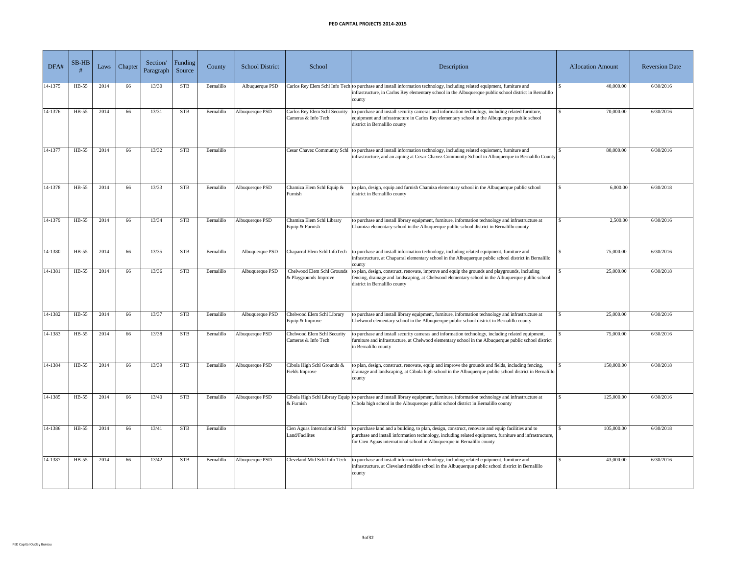# PED CAPITAL PROJECTS 2014-2015

| DFA# | SB-HB # | Laws | Chapter | Section/ Paragraph | Funding Source | County | School District | School | Description | Allocation Amount | Reversion Date |
|---|---|---|---|---|---|---|---|---|---|---|---|
| 14-1375 | HB-55 | 2014 | 66 | 13/30 | STB | Bernalillo | Albuquerque PSD | Carlos Rey Elem Schl Info Tech | to purchase and install information technology, including related equipment, furniture and infrastructure, in Carlos Rey elementary school in the Albuquerque public school district in Bernalillo county | $ 40,000.00 | 6/30/2016 |
| 14-1376 | HB-55 | 2014 | 66 | 13/31 | STB | Bernalillo | Albuquerque PSD | Carlos Rey Elem Schl Security Cameras & Info Tech | to purchase and install security cameras and information technology, including related furniture, equipment and infrastructure in Carlos Rey elementary school in the Albuquerque public school district in Bernalillo county | $ 70,000.00 | 6/30/2016 |
| 14-1377 | HB-55 | 2014 | 66 | 13/32 | STB | Bernalillo | | Cesar Chavez Community Schl | to purchase and install information technology, including related equioment, furniture and infrastructure, and an aqning at Cesar Chavez Community School in Albuquerque in Bernalillo County | $ 80,000.00 | 6/30/2016 |
| 14-1378 | HB-55 | 2014 | 66 | 13/33 | STB | Bernalillo | Albuquerque PSD | Chamiza Elem Schl Equip & Furnish | to plan, design, equip and furnish Chamiza elementary school in the Albuquerque public school district in Bernalillo county | $ 6,000.00 | 6/30/2018 |
| 14-1379 | HB-55 | 2014 | 66 | 13/34 | STB | Bernalillo | Albuquerque PSD | Chamiza Elem Schl Library Equip & Furnish | to purchase and install library equipment, furniture, information technology and infrastructure at Chamiza elementary school in the Albuquerque public school district in Bernalillo county | $ 2,500.00 | 6/30/2016 |
| 14-1380 | HB-55 | 2014 | 66 | 13/35 | STB | Bernalillo | Albuquerque PSD | Chaparral Elem Schl InfoTech | to purchase and install information technology, including related equipment, furniture and infrastructure, at Chaparral elementary school in the Albuquerque public school district in Bernalillo county | $ 75,000.00 | 6/30/2016 |
| 14-1381 | HB-55 | 2014 | 66 | 13/36 | STB | Bernalillo | Albuquerque PSD | Chelwood Elem Schl Grounds & Playgrounds Improve | to plan, design, construct, renovate, improve and equip the grounds and playgrounds, including fencing, drainage and landscaping, at Chelwood elementary school in the Albuquerque public school district in Bernalillo county | $ 25,000.00 | 6/30/2018 |
| 14-1382 | HB-55 | 2014 | 66 | 13/37 | STB | Bernalillo | Albuquerque PSD | Chelwood Elem Schl Library Equip & Improve | to purchase and install library equipment, furniture, information technology and infrastructure at Chelwood elementary school in the Albuquerque public school district in Bernalillo county | $ 25,000.00 | 6/30/2016 |
| 14-1383 | HB-55 | 2014 | 66 | 13/38 | STB | Bernalillo | Albuquerque PSD | Chelwood Elem Schl Security Cameras & Info Tech | to purchase and install security cameras and information technology, including related equipment, furniture and infrastructure, at Chelwood elementary school in the Albuquerque public school district in Bernalillo county | $ 75,000.00 | 6/30/2016 |
| 14-1384 | HB-55 | 2014 | 66 | 13/39 | STB | Bernalillo | Albuquerque PSD | Cibola High Schl Grounds & Fields Improve | to plan, design, construct, renovate, equip and improve the grounds and fields, including fencing, drainage and landscaping, at Cibola high school in the Albuquerque public school district in Bernalillo county | $ 150,000.00 | 6/30/2018 |
| 14-1385 | HB-55 | 2014 | 66 | 13/40 | STB | Bernalillo | Albuquerque PSD | Cibola High Schl Library Equip & Furnish | to purchase and install library equipment, furniture, information technology and infrastructure at Cibola high school in the Albuquerque public school district in Bernalillo county | $ 125,000.00 | 6/30/2016 |
| 14-1386 | HB-55 | 2014 | 66 | 13/41 | STB | Bernalillo | | Cien Aguas International Schl Land/Facilites | to purchase land and a building, to plan, design, construct, renovate and equip facilities and to purchase and install information technology, including related equipment, furniture and infrastructure, for Cien Aguas international school in Albuquerque in Bernalillo county | $ 105,000.00 | 6/30/2018 |
| 14-1387 | HB-55 | 2014 | 66 | 13/42 | STB | Bernalillo | Albuquerque PSD | Cleveland Mid Schl Info Tech | to purchase and install information technology, including related equipment, furniture and infrastructure, at Cleveland middle school in the Albuquerque public school district in Bernalillo county | $ 43,000.00 | 6/30/2016 |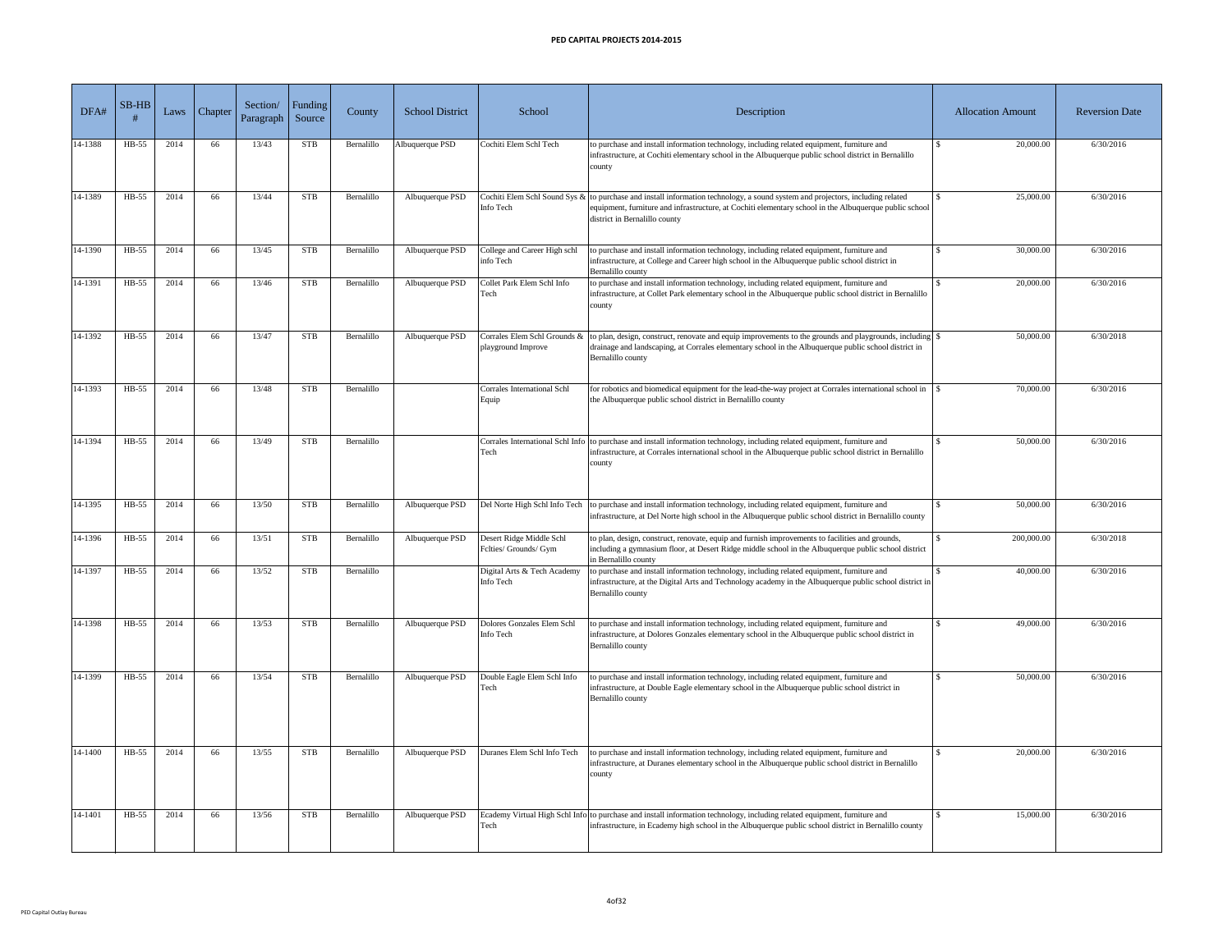**PED CAPITAL PROJECTS 2014-2015**

| DFA# | SB-HB # | Laws | Chapter | Section/ Paragraph | Funding Source | County | School District | School | Description | Allocation Amount | Reversion Date |
|---|---|---|---|---|---|---|---|---|---|---|---|
| 14-1388 | HB-55 | 2014 | 66 | 13/43 | STB | Bernalillo | Albuquerque PSD | Cochiti Elem Schl Tech | to purchase and install information technology, including related equipment, furniture and infrastructure, at Cochiti elementary school in the Albuquerque public school district in Bernalillo county | $ 20,000.00 | 6/30/2016 |
| 14-1389 | HB-55 | 2014 | 66 | 13/44 | STB | Bernalillo | Albuquerque PSD | Cochiti Elem Schl Sound Sys & Info Tech | to purchase and install information technology, a sound system and projectors, including related equipment, furniture and infrastructure, at Cochiti elementary school in the Albuquerque public school district in Bernalillo county | $ 25,000.00 | 6/30/2016 |
| 14-1390 | HB-55 | 2014 | 66 | 13/45 | STB | Bernalillo | Albuquerque PSD | College and Career High schl info Tech | to purchase and install information technology, including related equipment, furniture and infrastructure, at College and Career high school in the Albuquerque public school district in Bernalillo county | $ 30,000.00 | 6/30/2016 |
| 14-1391 | HB-55 | 2014 | 66 | 13/46 | STB | Bernalillo | Albuquerque PSD | Collet Park Elem Schl Info Tech | to purchase and install information technology, including related equipment, furniture and infrastructure, at Collet Park elementary school in the Albuquerque public school district in Bernalillo county | $ 20,000.00 | 6/30/2016 |
| 14-1392 | HB-55 | 2014 | 66 | 13/47 | STB | Bernalillo | Albuquerque PSD | Corrales Elem Schl Grounds & playground Improve | to plan, design, construct, renovate and equip improvements to the grounds and playgrounds, including drainage and landscaping, at Corrales elementary school in the Albuquerque public school district in Bernalillo county | $ 50,000.00 | 6/30/2018 |
| 14-1393 | HB-55 | 2014 | 66 | 13/48 | STB | Bernalillo | | Corrales International Schl Equip | for robotics and biomedical equipment for the lead-the-way project at Corrales international school in the Albuquerque public school district in Bernalillo county | $ 70,000.00 | 6/30/2016 |
| 14-1394 | HB-55 | 2014 | 66 | 13/49 | STB | Bernalillo | | Corrales International Schl Info Tech | to purchase and install information technology, including related equipment, furniture and infrastructure, at Corrales international school in the Albuquerque public school district in Bernalillo county | $ 50,000.00 | 6/30/2016 |
| 14-1395 | HB-55 | 2014 | 66 | 13/50 | STB | Bernalillo | Albuquerque PSD | Del Norte High Schl Info Tech | to purchase and install information technology, including related equipment, furniture and infrastructure, at Del Norte high school in the Albuquerque public school district in Bernalillo county | $ 50,000.00 | 6/30/2016 |
| 14-1396 | HB-55 | 2014 | 66 | 13/51 | STB | Bernalillo | Albuquerque PSD | Desert Ridge Middle Schl Fclties/ Grounds/ Gym | to plan, design, construct, renovate, equip and furnish improvements to facilities and grounds, including a gymnasium floor, at Desert Ridge middle school in the Albuquerque public school district in Bernalillo county | $ 200,000.00 | 6/30/2018 |
| 14-1397 | HB-55 | 2014 | 66 | 13/52 | STB | Bernalillo | | Digital Arts & Tech Academy Info Tech | to purchase and install information technology, including related equipment, furniture and infrastructure, at the Digital Arts and Technology academy in the Albuquerque public school district in Bernalillo county | $ 40,000.00 | 6/30/2016 |
| 14-1398 | HB-55 | 2014 | 66 | 13/53 | STB | Bernalillo | Albuquerque PSD | Dolores Gonzales Elem Schl Info Tech | to purchase and install information technology, including related equipment, furniture and infrastructure, at Dolores Gonzales elementary school in the Albuquerque public school district in Bernalillo county | $ 49,000.00 | 6/30/2016 |
| 14-1399 | HB-55 | 2014 | 66 | 13/54 | STB | Bernalillo | Albuquerque PSD | Double Eagle Elem Schl Info Tech | to purchase and install information technology, including related equipment, furniture and infrastructure, at Double Eagle elementary school in the Albuquerque public school district in Bernalillo county | $ 50,000.00 | 6/30/2016 |
| 14-1400 | HB-55 | 2014 | 66 | 13/55 | STB | Bernalillo | Albuquerque PSD | Duranes Elem Schl Info Tech | to purchase and install information technology, including related equipment, furniture and infrastructure, at Duranes elementary school in the Albuquerque public school district in Bernalillo county | $ 20,000.00 | 6/30/2016 |
| 14-1401 | HB-55 | 2014 | 66 | 13/56 | STB | Bernalillo | Albuquerque PSD | Ecademy Virtual High Schl Info Tech | to purchase and install information technology, including related equipment, furniture and infrastructure, in Ecademy high school in the Albuquerque public school district in Bernalillo county | $ 15,000.00 | 6/30/2016 |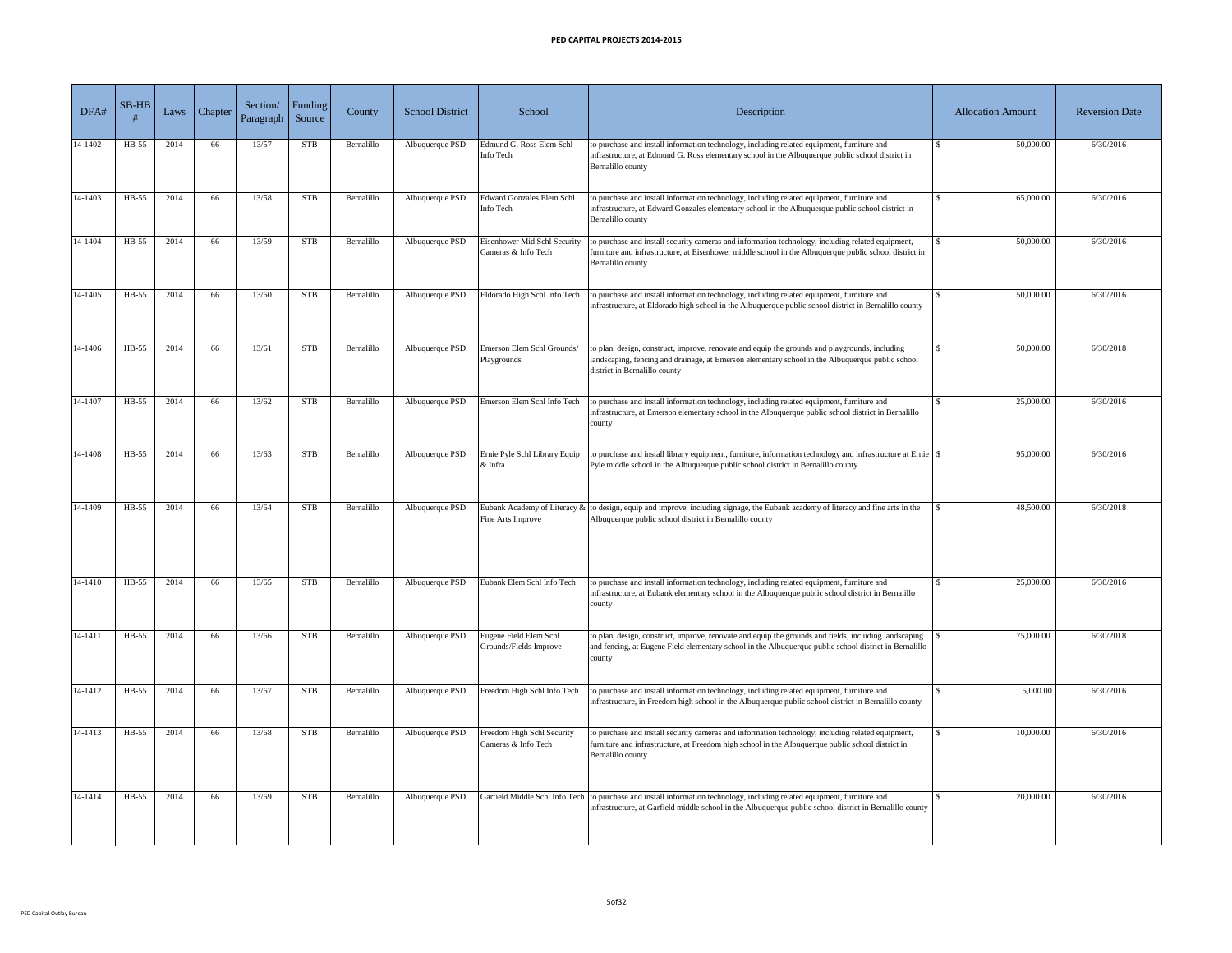# PED CAPITAL PROJECTS 2014-2015

| DFA# | SB-HB # | Laws | Chapter | Section/ Paragraph | Funding Source | County | School District | School | Description | Allocation Amount | Reversion Date |
|---|---|---|---|---|---|---|---|---|---|---|---|
| 14-1402 | HB-55 | 2014 | 66 | 13/57 | STB | Bernalillo | Albuquerque PSD | Edmund G. Ross Elem Schl Info Tech | to purchase and install information technology, including related equipment, furniture and infrastructure, at Edmund G. Ross elementary school in the Albuquerque public school district in Bernalillo county | $ 50,000.00 | 6/30/2016 |
| 14-1403 | HB-55 | 2014 | 66 | 13/58 | STB | Bernalillo | Albuquerque PSD | Edward Gonzales Elem Schl Info Tech | to purchase and install information technology, including related equipment, furniture and infrastructure, at Edward Gonzales elementary school in the Albuquerque public school district in Bernalillo county | $ 65,000.00 | 6/30/2016 |
| 14-1404 | HB-55 | 2014 | 66 | 13/59 | STB | Bernalillo | Albuquerque PSD | Eisenhower Mid Schl Security Cameras & Info Tech | to purchase and install security cameras and information technology, including related equipment, furniture and infrastructure, at Eisenhower middle school in the Albuquerque public school district in Bernalillo county | $ 50,000.00 | 6/30/2016 |
| 14-1405 | HB-55 | 2014 | 66 | 13/60 | STB | Bernalillo | Albuquerque PSD | Eldorado High Schl Info Tech | to purchase and install information technology, including related equipment, furniture and infrastructure, at Eldorado high school in the Albuquerque public school district in Bernalillo county | $ 50,000.00 | 6/30/2016 |
| 14-1406 | HB-55 | 2014 | 66 | 13/61 | STB | Bernalillo | Albuquerque PSD | Emerson Elem Schl Grounds/ Playgrounds | to plan, design, construct, improve, renovate and equip the grounds and playgrounds, including landscaping, fencing and drainage, at Emerson elementary school in the Albuquerque public school district in Bernalillo county | $ 50,000.00 | 6/30/2018 |
| 14-1407 | HB-55 | 2014 | 66 | 13/62 | STB | Bernalillo | Albuquerque PSD | Emerson Elem Schl Info Tech | to purchase and install information technology, including related equipment, furniture and infrastructure, at Emerson elementary school in the Albuquerque public school district in Bernalillo county | $ 25,000.00 | 6/30/2016 |
| 14-1408 | HB-55 | 2014 | 66 | 13/63 | STB | Bernalillo | Albuquerque PSD | Ernie Pyle Schl Library Equip & Infra | to purchase and install library equipment, furniture, information technology and infrastructure at Ernie Pyle middle school in the Albuquerque public school district in Bernalillo county | $ 95,000.00 | 6/30/2016 |
| 14-1409 | HB-55 | 2014 | 66 | 13/64 | STB | Bernalillo | Albuquerque PSD | Eubank Academy of Literacy & Fine Arts Improve | to design, equip and improve, including signage, the Eubank academy of literacy and fine arts in the Albuquerque public school district in Bernalillo county | $ 48,500.00 | 6/30/2018 |
| 14-1410 | HB-55 | 2014 | 66 | 13/65 | STB | Bernalillo | Albuquerque PSD | Eubank Elem Schl Info Tech | to purchase and install information technology, including related equipment, furniture and infrastructure, at Eubank elementary school in the Albuquerque public school district in Bernalillo county | $ 25,000.00 | 6/30/2016 |
| 14-1411 | HB-55 | 2014 | 66 | 13/66 | STB | Bernalillo | Albuquerque PSD | Eugene Field Elem Schl Grounds/Fields Improve | to plan, design, construct, improve, renovate and equip the grounds and fields, including landscaping and fencing, at Eugene Field elementary school in the Albuquerque public school district in Bernalillo county | $ 75,000.00 | 6/30/2018 |
| 14-1412 | HB-55 | 2014 | 66 | 13/67 | STB | Bernalillo | Albuquerque PSD | Freedom High Schl Info Tech | to purchase and install information technology, including related equipment, furniture and infrastructure, in Freedom high school in the Albuquerque public school district in Bernalillo county | $ 5,000.00 | 6/30/2016 |
| 14-1413 | HB-55 | 2014 | 66 | 13/68 | STB | Bernalillo | Albuquerque PSD | Freedom High Schl Security Cameras & Info Tech | to purchase and install security cameras and information technology, including related equipment, furniture and infrastructure, at Freedom high school in the Albuquerque public school district in Bernalillo county | $ 10,000.00 | 6/30/2016 |
| 14-1414 | HB-55 | 2014 | 66 | 13/69 | STB | Bernalillo | Albuquerque PSD | Garfield Middle Schl Info Tech | to purchase and install information technology, including related equipment, furniture and infrastructure, at Garfield middle school in the Albuquerque public school district in Bernalillo county | $ 20,000.00 | 6/30/2016 |

PED Capital Outlay Bureau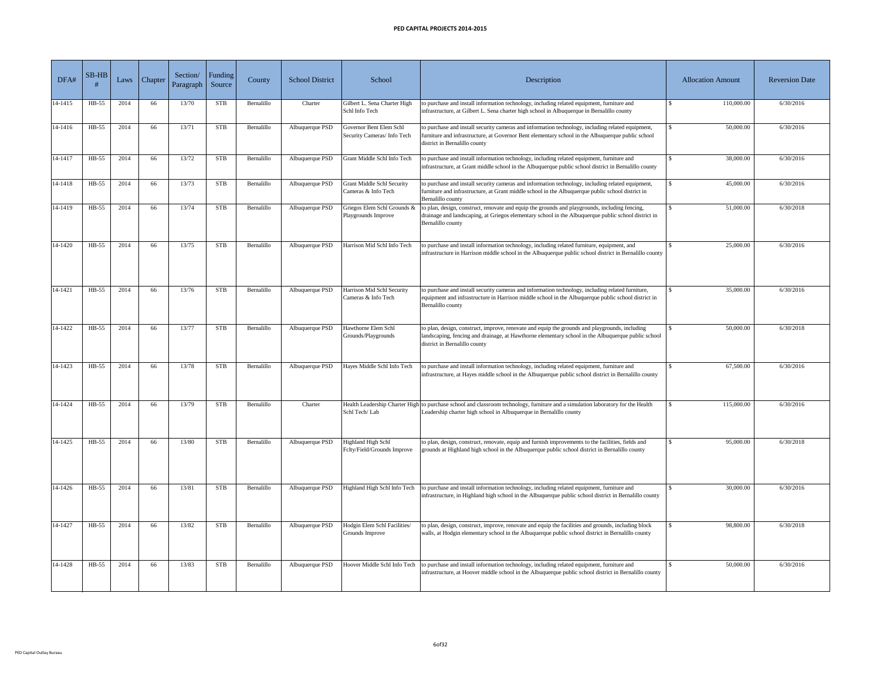# PED CAPITAL PROJECTS 2014-2015

| DFA# | SB-HB # | Laws | Chapter | Section/ Paragraph | Funding Source | County | School District | School | Description | Allocation Amount | Reversion Date |
|---|---|---|---|---|---|---|---|---|---|---|---|
| 14-1415 | HB-55 | 2014 | 66 | 13/70 | STB | Bernalillo | Charter | Gilbert L. Sena Charter High Schl Info Tech | to purchase and install information technology, including related equipment, furniture and infrastructure, at Gilbert L. Sena charter high school in Albuquerque in Bernalillo county | $ 110,000.00 | 6/30/2016 |
| 14-1416 | HB-55 | 2014 | 66 | 13/71 | STB | Bernalillo | Albuquerque PSD | Governor Bent Elem Schl Security Cameras/ Info Tech | to purchase and install security cameras and information technology, including related equipment, furniture and infrastructure, at Governor Bent elementary school in the Albuquerque public school district in Bernalillo county | $ 50,000.00 | 6/30/2016 |
| 14-1417 | HB-55 | 2014 | 66 | 13/72 | STB | Bernalillo | Albuquerque PSD | Grant Middle Schl Info Tech | to purchase and install information technology, including related equipment, furniture and infrastructure, at Grant middle school in the Albuquerque public school district in Bernalillo county | $ 38,000.00 | 6/30/2016 |
| 14-1418 | HB-55 | 2014 | 66 | 13/73 | STB | Bernalillo | Albuquerque PSD | Grant Middle Schl Security Cameras & Info Tech | to purchase and install security cameras and information technology, including related equipment, furniture and infrastructure, at Grant middle school in the Albuquerque public school district in Bernalillo county | $ 45,000.00 | 6/30/2016 |
| 14-1419 | HB-55 | 2014 | 66 | 13/74 | STB | Bernalillo | Albuquerque PSD | Griegos Elem Schl Grounds & Playgrounds Improve | to plan, design, construct, renovate and equip the grounds and playgrounds, including fencing, drainage and landscaping, at Griegos elementary school in the Albuquerque public school district in Bernalillo county | $ 51,000.00 | 6/30/2018 |
| 14-1420 | HB-55 | 2014 | 66 | 13/75 | STB | Bernalillo | Albuquerque PSD | Harrison Mid Schl Info Tech | to purchase and install information technology, including related furniture, equipment, and infrastructure in Harrison middle school in the Albuquerque public school district in Bernalillo county | $ 25,000.00 | 6/30/2016 |
| 14-1421 | HB-55 | 2014 | 66 | 13/76 | STB | Bernalillo | Albuquerque PSD | Harrison Mid Schl Security Cameras & Info Tech | to purchase and install security cameras and information technology, including related furniture, equipment and infrastructure in Harrison middle school in the Albuquerque public school district in Bernalillo county | $ 35,000.00 | 6/30/2016 |
| 14-1422 | HB-55 | 2014 | 66 | 13/77 | STB | Bernalillo | Albuquerque PSD | Hawthorne Elem Schl Grounds/Playgrounds | to plan, design, construct, improve, renovate and equip the grounds and playgrounds, including landscaping, fencing and drainage, at Hawthorne elementary school in the Albuquerque public school district in Bernalillo county | $ 50,000.00 | 6/30/2018 |
| 14-1423 | HB-55 | 2014 | 66 | 13/78 | STB | Bernalillo | Albuquerque PSD | Hayes Middle Schl Info Tech | to purchase and install information technology, including related equipment, furniture and infrastructure, at Hayes middle school in the Albuquerque public school district in Bernalillo county | $ 67,500.00 | 6/30/2016 |
| 14-1424 | HB-55 | 2014 | 66 | 13/79 | STB | Bernalillo | Charter | Health Leadership Charter High Schl Tech/ Lab | to purchase school and classroom technology, furniture and a simulation laboratory for the Health Leadership charter high school in Albuquerque in Bernalillo county | $ 115,000.00 | 6/30/2016 |
| 14-1425 | HB-55 | 2014 | 66 | 13/80 | STB | Bernalillo | Albuquerque PSD | Highland High Schl Fclty/Field/Grounds Improve | to plan, design, construct, renovate, equip and furnish improvements to the facilities, fields and grounds at Highland high school in the Albuquerque public school district in Bernalillo county | $ 95,000.00 | 6/30/2018 |
| 14-1426 | HB-55 | 2014 | 66 | 13/81 | STB | Bernalillo | Albuquerque PSD | Highland High Schl Info Tech | to purchase and install information technology, including related equipment, furniture and infrastructure, in Highland high school in the Albuquerque public school district in Bernalillo county | $ 30,000.00 | 6/30/2016 |
| 14-1427 | HB-55 | 2014 | 66 | 13/82 | STB | Bernalillo | Albuquerque PSD | Hodgin Elem Schl Facilities/ Grounds Improve | to plan, design, construct, improve, renovate and equip the facilities and grounds, including block walls, at Hodgin elementary school in the Albuquerque public school district in Bernalillo county | $ 98,800.00 | 6/30/2018 |
| 14-1428 | HB-55 | 2014 | 66 | 13/83 | STB | Bernalillo | Albuquerque PSD | Hoover Middle Schl Info Tech | to purchase and install information technology, including related equipment, furniture and infrastructure, at Hoover middle school in the Albuquerque public school district in Bernalillo county | $ 50,000.00 | 6/30/2016 |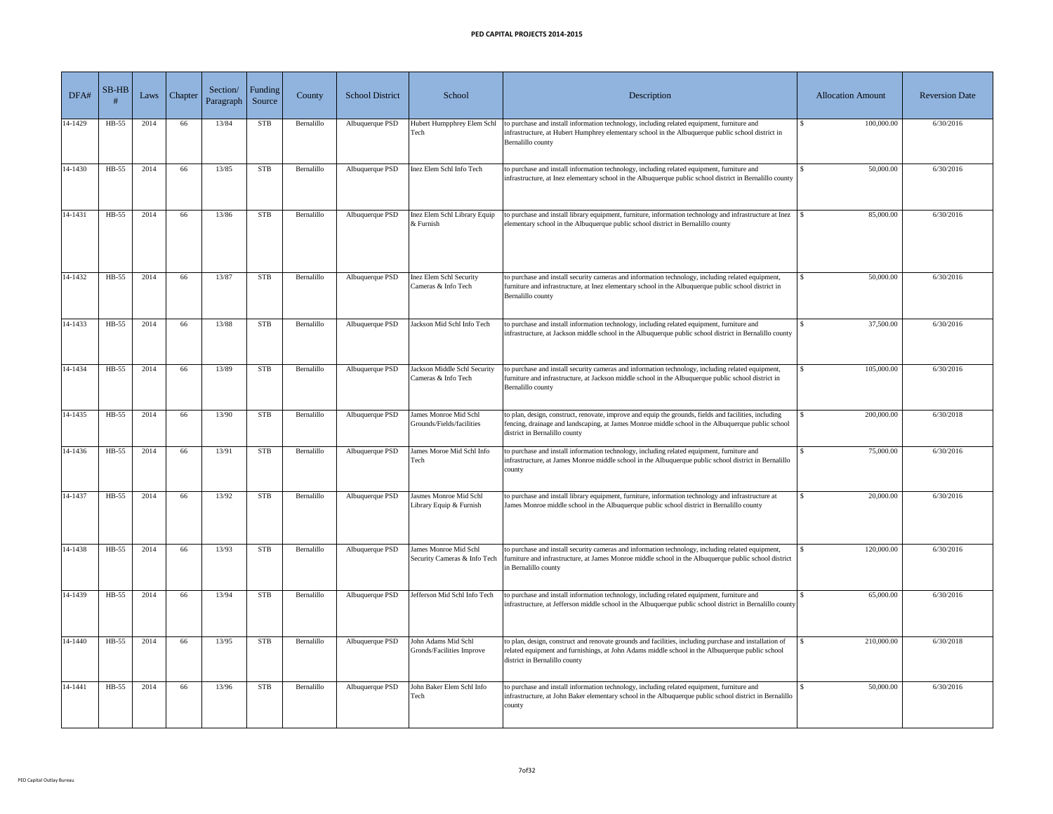# PED CAPITAL PROJECTS 2014-2015

| DFA# | SB-HB # | Laws | Chapter | Section/ Paragraph | Funding Source | County | School District | School | Description | Allocation Amount | Reversion Date |
|---|---|---|---|---|---|---|---|---|---|---|---|
| 14-1429 | HB-55 | 2014 | 66 | 13/84 | STB | Bernalillo | Albuquerque PSD | Hubert Humpphrey Elem Schl Tech | to purchase and install information technology, including related equipment, furniture and infrastructure, at Hubert Humphrey elementary school in the Albuquerque public school district in Bernalillo county | $ 100,000.00 | 6/30/2016 |
| 14-1430 | HB-55 | 2014 | 66 | 13/85 | STB | Bernalillo | Albuquerque PSD | Inez Elem Schl Info Tech | to purchase and install information technology, including related equipment, furniture and infrastructure, at Inez elementary school in the Albuquerque public school district in Bernalillo county | $ 50,000.00 | 6/30/2016 |
| 14-1431 | HB-55 | 2014 | 66 | 13/86 | STB | Bernalillo | Albuquerque PSD | Inez Elem Schl Library Equip & Furnish | to purchase and install library equipment, furniture, information technology and infrastructure at Inez elementary school in the Albuquerque public school district in Bernalillo county | $ 85,000.00 | 6/30/2016 |
| 14-1432 | HB-55 | 2014 | 66 | 13/87 | STB | Bernalillo | Albuquerque PSD | Inez Elem Schl Security Cameras & Info Tech | to purchase and install security cameras and information technology, including related equipment, furniture and infrastructure, at Inez elementary school in the Albuquerque public school district in Bernalillo county | $ 50,000.00 | 6/30/2016 |
| 14-1433 | HB-55 | 2014 | 66 | 13/88 | STB | Bernalillo | Albuquerque PSD | Jackson Mid Schl Info Tech | to purchase and install information technology, including related equipment, furniture and infrastructure, at Jackson middle school in the Albuquerque public school district in Bernalillo county | $ 37,500.00 | 6/30/2016 |
| 14-1434 | HB-55 | 2014 | 66 | 13/89 | STB | Bernalillo | Albuquerque PSD | Jackson Middle Schl Security Cameras & Info Tech | to purchase and install security cameras and information technology, including related equipment, furniture and infrastructure, at Jackson middle school in the Albuquerque public school district in Bernalillo county | $ 105,000.00 | 6/30/2016 |
| 14-1435 | HB-55 | 2014 | 66 | 13/90 | STB | Bernalillo | Albuquerque PSD | James Monroe Mid Schl Grounds/Fields/facilities | to plan, design, construct, renovate, improve and equip the grounds, fields and facilities, including fencing, drainage and landscaping, at James Monroe middle school in the Albuquerque public school district in Bernalillo county | $ 200,000.00 | 6/30/2018 |
| 14-1436 | HB-55 | 2014 | 66 | 13/91 | STB | Bernalillo | Albuquerque PSD | James Moroe Mid Schl Info Tech | to purchase and install information technology, including related equipment, furniture and infrastructure, at James Monroe middle school in the Albuquerque public school district in Bernalillo county | $ 75,000.00 | 6/30/2016 |
| 14-1437 | HB-55 | 2014 | 66 | 13/92 | STB | Bernalillo | Albuquerque PSD | Jasmes Monroe Mid Schl Library Equip & Furnish | to purchase and install library equipment, furniture, information technology and infrastructure at James Monroe middle school in the Albuquerque public school district in Bernalillo county | $ 20,000.00 | 6/30/2016 |
| 14-1438 | HB-55 | 2014 | 66 | 13/93 | STB | Bernalillo | Albuquerque PSD | James Monroe Mid Schl Security Cameras & Info Tech | to purchase and install security cameras and information technology, including related equipment, furniture and infrastructure, at James Monroe middle school in the Albuquerque public school district in Bernalillo county | $ 120,000.00 | 6/30/2016 |
| 14-1439 | HB-55 | 2014 | 66 | 13/94 | STB | Bernalillo | Albuquerque PSD | Jefferson Mid Schl Info Tech | to purchase and install information technology, including related equipment, furniture and infrastructure, at Jefferson middle school in the Albuquerque public school district in Bernalillo county | $ 65,000.00 | 6/30/2016 |
| 14-1440 | HB-55 | 2014 | 66 | 13/95 | STB | Bernalillo | Albuquerque PSD | John Adams Mid Schl Gronds/Facilities Improve | to plan, design, construct and renovate grounds and facilities, including purchase and installation of related equipment and furnishings, at John Adams middle school in the Albuquerque public school district in Bernalillo county | $ 210,000.00 | 6/30/2018 |
| 14-1441 | HB-55 | 2014 | 66 | 13/96 | STB | Bernalillo | Albuquerque PSD | John Baker Elem Schl Info Tech | to purchase and install information technology, including related equipment, furniture and infrastructure, at John Baker elementary school in the Albuquerque public school district in Bernalillo county | $ 50,000.00 | 6/30/2016 |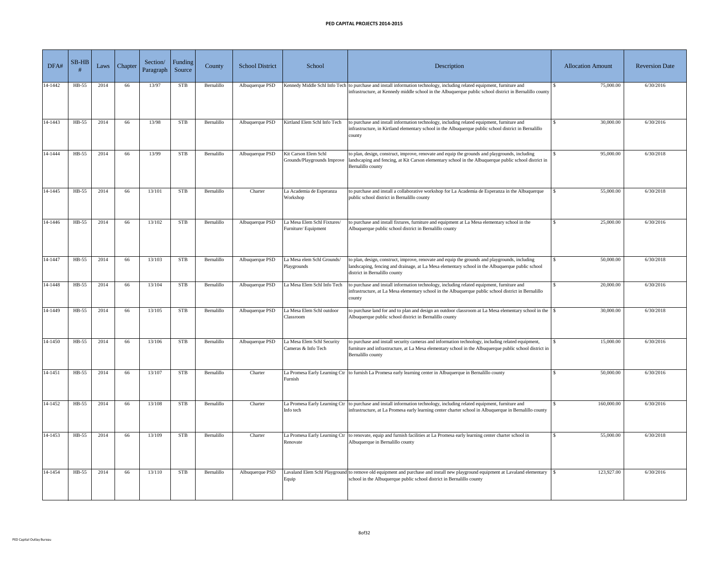# PED CAPITAL PROJECTS 2014-2015

| DFA# | SB-HB # | Laws | Chapter | Section/ Paragraph | Funding Source | County | School District | School | Description | Allocation Amount | Reversion Date |
|---|---|---|---|---|---|---|---|---|---|---|---|
| 14-1442 | HB-55 | 2014 | 66 | 13/97 | STB | Bernalillo | Albuquerque PSD | Kennedy Middle Schl Info Tech | to purchase and install information technology, including related equipment, furniture and infrastructure, at Kennedy middle school in the Albuquerque public school district in Bernalillo county | $ 75,000.00 | 6/30/2016 |
| 14-1443 | HB-55 | 2014 | 66 | 13/98 | STB | Bernalillo | Albuquerque PSD | Kirtland Elem Schl Info Tech | to purchase and install information technology, including related equipment, furniture and infrastructure, in Kirtland elementary school in the Albuquerque public school district in Bernalillo county | $ 30,000.00 | 6/30/2016 |
| 14-1444 | HB-55 | 2014 | 66 | 13/99 | STB | Bernalillo | Albuquerque PSD | Kit Carson Elem Schl Grounds/Playgrounds Improve | to plan, design, construct, improve, renovate and equip the grounds and playgrounds, including landscaping and fencing, at Kit Carson elementary school in the Albuquerque public school district in Bernalillo county | $ 95,000.00 | 6/30/2018 |
| 14-1445 | HB-55 | 2014 | 66 | 13/101 | STB | Bernalillo | Charter | La Academia de Esperanza Workshop | to purchase and install a collaborative workshop for La Academia de Esperanza in the Albuquerque public school district in Bernalillo county | $ 55,000.00 | 6/30/2018 |
| 14-1446 | HB-55 | 2014 | 66 | 13/102 | STB | Bernalillo | Albuquerque PSD | La Mesa Elem Schl Fixtures/ Furniture/ Equipment | to purchase and install fixtures, furniture and equipment at La Mesa elementary school in the Albuquerque public school district in Bernalillo county | $ 25,000.00 | 6/30/2016 |
| 14-1447 | HB-55 | 2014 | 66 | 13/103 | STB | Bernalillo | Albuquerque PSD | La Mesa elem Schl Grounds/ Playgrounds | to plan, design, construct, improve, renovate and equip the grounds and playgrounds, including landscaping, fencing and drainage, at La Mesa elementary school in the Albuquerque public school district in Bernalillo county | $ 50,000.00 | 6/30/2018 |
| 14-1448 | HB-55 | 2014 | 66 | 13/104 | STB | Bernalillo | Albuquerque PSD | La Mesa Elem Schl Info Tech | to purchase and install information technology, including related equipment, furniture and infrastructure, at La Mesa elementary school in the Albuquerque public school district in Bernalillo county | $ 20,000.00 | 6/30/2016 |
| 14-1449 | HB-55 | 2014 | 66 | 13/105 | STB | Bernalillo | Albuquerque PSD | La Mesa Elem Schl outdoor Classroom | to purchase land for and to plan and design an outdoor classroom at La Mesa elementary school in the Albuquerque public school district in Bernalillo county | $ 30,000.00 | 6/30/2018 |
| 14-1450 | HB-55 | 2014 | 66 | 13/106 | STB | Bernalillo | Albuquerque PSD | La Mesa Elem Schl Security Cameras & Info Tech | to purchase and install security cameras and information technology, including related equipment, furniture and infrastructure, at La Mesa elementary school in the Albuquerque public school district in Bernalillo county | $ 15,000.00 | 6/30/2016 |
| 14-1451 | HB-55 | 2014 | 66 | 13/107 | STB | Bernalillo | Charter | La Promesa Early Learning Ctr Furnish | to furnish La Promesa early learning center in Albuquerque in Bernalillo county | $ 50,000.00 | 6/30/2016 |
| 14-1452 | HB-55 | 2014 | 66 | 13/108 | STB | Bernalillo | Charter | La Promesa Early Learning Ctr Info tech | to purchase and install information technology, including related equipment, furniture and infrastructure, at La Promesa early learning center charter school in Albuquerque in Bernalillo county | $ 160,000.00 | 6/30/2016 |
| 14-1453 | HB-55 | 2014 | 66 | 13/109 | STB | Bernalillo | Charter | La Promesa Early Learning Ctr Renovate | to renovate, equip and furnish facilities at La Promesa early learning center charter school in Albuquerque in Bernalillo county | $ 55,000.00 | 6/30/2018 |
| 14-1454 | HB-55 | 2014 | 66 | 13/110 | STB | Bernalillo | Albuquerque PSD | Lavaland Elem Schl Playground Equip | to remove old equipment and purchase and install new playground equipment at Lavaland elementary school in the Albuquerque public school district in Bernalillo county | $ 123,927.00 | 6/30/2016 |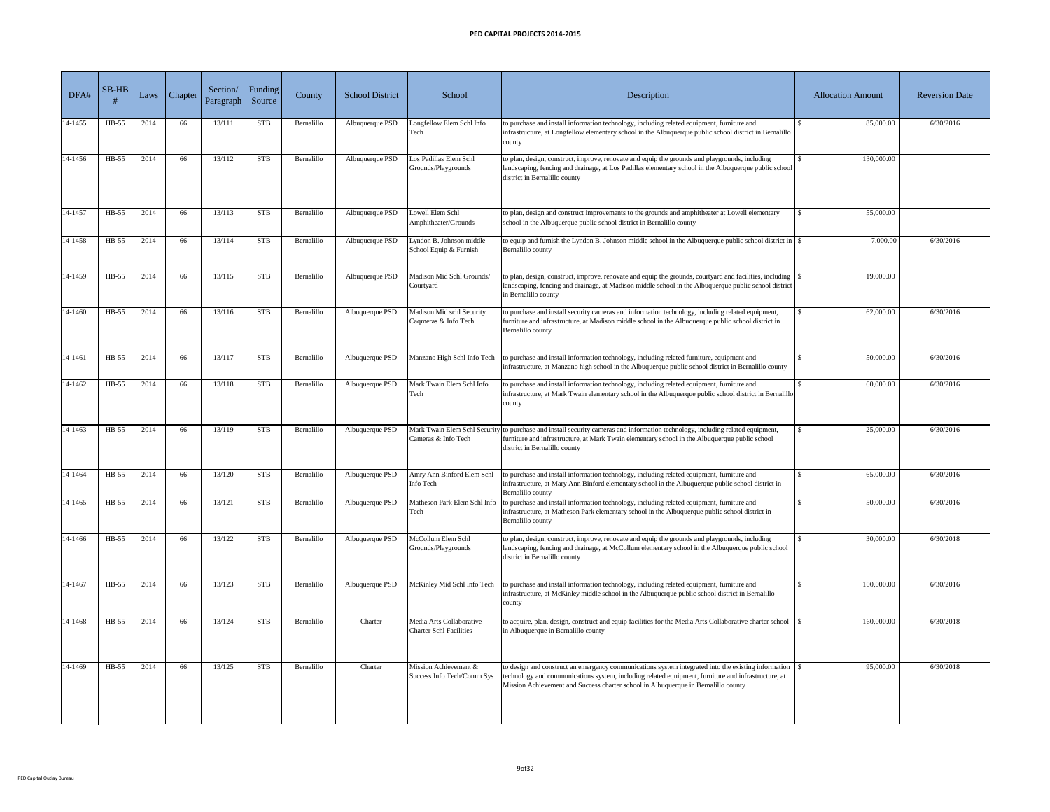# PED CAPITAL PROJECTS 2014-2015

| DFA# | SB-HB # | Laws | Chapter | Section/ Paragraph | Funding Source | County | School District | School | Description | Allocation Amount | Reversion Date |
|---|---|---|---|---|---|---|---|---|---|---|---|
| 14-1455 | HB-55 | 2014 | 66 | 13/111 | STB | Bernalillo | Albuquerque PSD | Longfellow Elem Schl Info Tech | to purchase and install information technology, including related equipment, furniture and infrastructure, at Longfellow elementary school in the Albuquerque public school district in Bernalillo county | $ 85,000.00 | 6/30/2016 |
| 14-1456 | HB-55 | 2014 | 66 | 13/112 | STB | Bernalillo | Albuquerque PSD | Los Padillas Elem Schl Grounds/Playgrounds | to plan, design, construct, improve, renovate and equip the grounds and playgrounds, including landscaping, fencing and drainage, at Los Padillas elementary school in the Albuquerque public school district in Bernalillo county | $ 130,000.00 | |
| 14-1457 | HB-55 | 2014 | 66 | 13/113 | STB | Bernalillo | Albuquerque PSD | Lowell Elem Schl Amphitheater/Grounds | to plan, design and construct improvements to the grounds and amphitheater at Lowell elementary school in the Albuquerque public school district in Bernalillo county | $ 55,000.00 | |
| 14-1458 | HB-55 | 2014 | 66 | 13/114 | STB | Bernalillo | Albuquerque PSD | Lyndon B. Johnson middle School Equip & Furnish | to equip and furnish the Lyndon B. Johnson middle school in the Albuquerque public school district in Bernalillo county | $ 7,000.00 | 6/30/2016 |
| 14-1459 | HB-55 | 2014 | 66 | 13/115 | STB | Bernalillo | Albuquerque PSD | Madison Mid Schl Grounds/ Courtyard | to plan, design, construct, improve, renovate and equip the grounds, courtyard and facilities, including landscaping, fencing and drainage, at Madison middle school in the Albuquerque public school district in Bernalillo county | $ 19,000.00 | |
| 14-1460 | HB-55 | 2014 | 66 | 13/116 | STB | Bernalillo | Albuquerque PSD | Madison Mid schl Security Caqmeras & Info Tech | to purchase and install security cameras and information technology, including related equipment, furniture and infrastructure, at Madison middle school in the Albuquerque public school district in Bernalillo county | $ 62,000.00 | 6/30/2016 |
| 14-1461 | HB-55 | 2014 | 66 | 13/117 | STB | Bernalillo | Albuquerque PSD | Manzano High Schl Info Tech | to purchase and install information technology, including related furniture, equipment and infrastructure, at Manzano high school in the Albuquerque public school district in Bernalillo county | $ 50,000.00 | 6/30/2016 |
| 14-1462 | HB-55 | 2014 | 66 | 13/118 | STB | Bernalillo | Albuquerque PSD | Mark Twain Elem Schl Info Tech | to purchase and install information technology, including related equipment, furniture and infrastructure, at Mark Twain elementary school in the Albuquerque public school district in Bernalillo county | $ 60,000.00 | 6/30/2016 |
| 14-1463 | HB-55 | 2014 | 66 | 13/119 | STB | Bernalillo | Albuquerque PSD | Mark Twain Elem Schl Security Cameras & Info Tech | to purchase and install security cameras and information technology, including related equipment, furniture and infrastructure, at Mark Twain elementary school in the Albuquerque public school district in Bernalillo county | $ 25,000.00 | 6/30/2016 |
| 14-1464 | HB-55 | 2014 | 66 | 13/120 | STB | Bernalillo | Albuquerque PSD | Amry Ann Binford Elem Schl Info Tech | to purchase and install information technology, including related equipment, furniture and infrastructure, at Mary Ann Binford elementary school in the Albuquerque public school district in Bernalillo county | $ 65,000.00 | 6/30/2016 |
| 14-1465 | HB-55 | 2014 | 66 | 13/121 | STB | Bernalillo | Albuquerque PSD | Matheson Park Elem Schl Info Tech | to purchase and install information technology, including related equipment, furniture and infrastructure, at Matheson Park elementary school in the Albuquerque public school district in Bernalillo county | $ 50,000.00 | 6/30/2016 |
| 14-1466 | HB-55 | 2014 | 66 | 13/122 | STB | Bernalillo | Albuquerque PSD | McCollum Elem Schl Grounds/Playgrounds | to plan, design, construct, improve, renovate and equip the grounds and playgrounds, including landscaping, fencing and drainage, at McCollum elementary school in the Albuquerque public school district in Bernalillo county | $ 30,000.00 | 6/30/2018 |
| 14-1467 | HB-55 | 2014 | 66 | 13/123 | STB | Bernalillo | Albuquerque PSD | McKinley Mid Schl Info Tech | to purchase and install information technology, including related equipment, furniture and infrastructure, at McKinley middle school in the Albuquerque public school district in Bernalillo county | $ 100,000.00 | 6/30/2016 |
| 14-1468 | HB-55 | 2014 | 66 | 13/124 | STB | Bernalillo | Charter | Media Arts Collaborative Charter Schl Facilities | to acquire, plan, design, construct and equip facilities for the Media Arts Collaborative charter school in Albuquerque in Bernalillo county | $ 160,000.00 | 6/30/2018 |
| 14-1469 | HB-55 | 2014 | 66 | 13/125 | STB | Bernalillo | Charter | Mission Achievement & Success Info Tech/Comm Sys | to design and construct an emergency communications system integrated into the existing information technology and communications system, including related equipment, furniture and infrastructure, at Mission Achievement and Success charter school in Albuquerque in Bernalillo county | $ 95,000.00 | 6/30/2018 |

PED Capital Outlay Bureau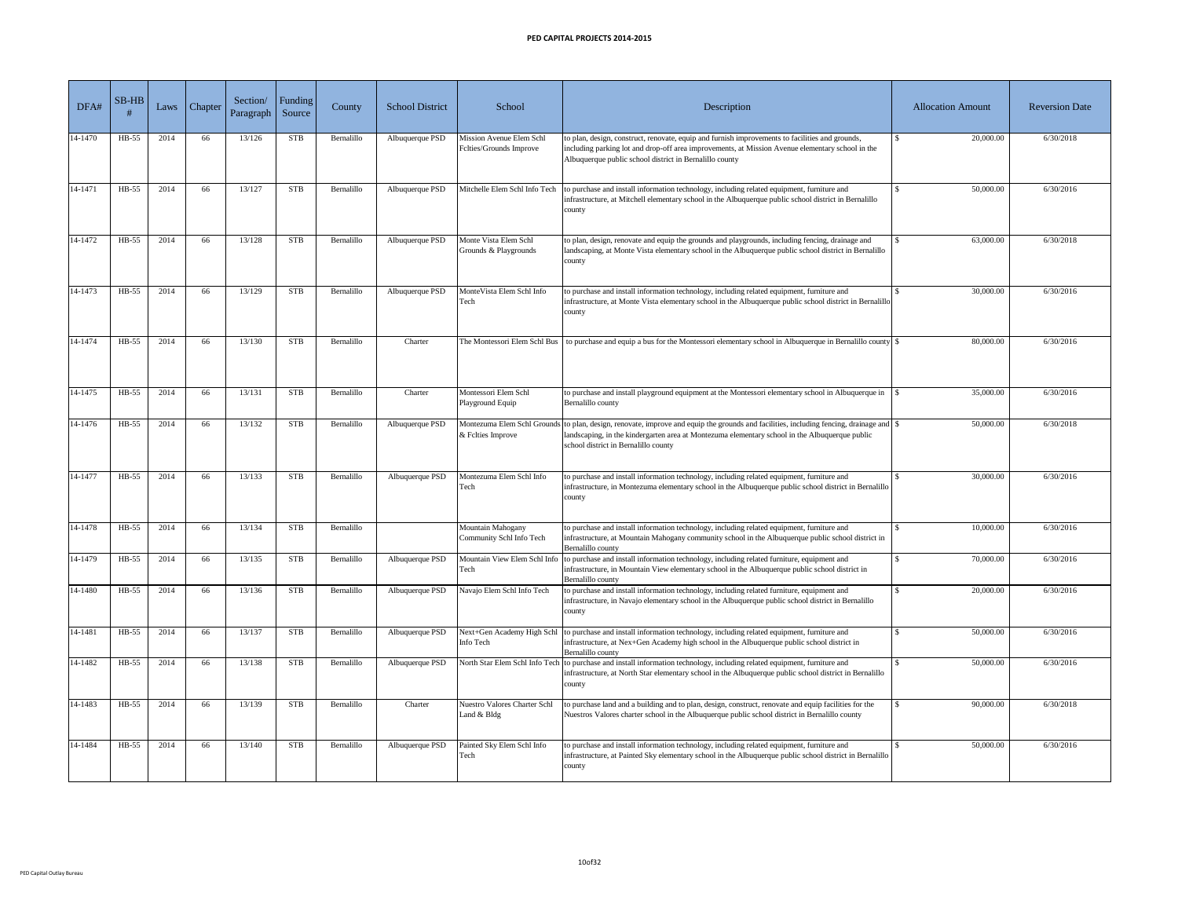# PED CAPITAL PROJECTS 2014-2015

| DFA# | SB-HB # | Laws | Chapter | Section/ Paragraph | Funding Source | County | School District | School | Description | Allocation Amount | Reversion Date |
|---|---|---|---|---|---|---|---|---|---|---|---|
| 14-1470 | HB-55 | 2014 | 66 | 13/126 | STB | Bernalillo | Albuquerque PSD | Mission Avenue Elem Schl Fclties/Grounds Improve | to plan, design, construct, renovate, equip and furnish improvements to facilities and grounds, including parking lot and drop-off area improvements, at Mission Avenue elementary school in the Albuquerque public school district in Bernalillo county | $ 20,000.00 | 6/30/2018 |
| 14-1471 | HB-55 | 2014 | 66 | 13/127 | STB | Bernalillo | Albuquerque PSD | Mitchelle Elem Schl Info Tech | to purchase and install information technology, including related equipment, furniture and infrastructure, at Mitchell elementary school in the Albuquerque public school district in Bernalillo county | $ 50,000.00 | 6/30/2016 |
| 14-1472 | HB-55 | 2014 | 66 | 13/128 | STB | Bernalillo | Albuquerque PSD | Monte Vista Elem Schl Grounds & Playgrounds | to plan, design, renovate and equip the grounds and playgrounds, including fencing, drainage and landscaping, at Monte Vista elementary school in the Albuquerque public school district in Bernalillo county | $ 63,000.00 | 6/30/2018 |
| 14-1473 | HB-55 | 2014 | 66 | 13/129 | STB | Bernalillo | Albuquerque PSD | MonteVista Elem Schl Info Tech | to purchase and install information technology, including related equipment, furniture and infrastructure, at Monte Vista elementary school in the Albuquerque public school district in Bernalillo county | $ 30,000.00 | 6/30/2016 |
| 14-1474 | HB-55 | 2014 | 66 | 13/130 | STB | Bernalillo | Charter | The Montessori Elem Schl Bus | to purchase and equip a bus for the Montessori elementary school in Albuquerque in Bernalillo county | $ 80,000.00 | 6/30/2016 |
| 14-1475 | HB-55 | 2014 | 66 | 13/131 | STB | Bernalillo | Charter | Montessori Elem Schl Playground Equip | to purchase and install playground equipment at the Montessori elementary school in Albuquerque in Bernalillo county | $ 35,000.00 | 6/30/2016 |
| 14-1476 | HB-55 | 2014 | 66 | 13/132 | STB | Bernalillo | Albuquerque PSD | Montezuma Elem Schl Grounds & Fclties Improve | to plan, design, renovate, improve and equip the grounds and facilities, including fencing, drainage and landscaping, in the kindergarten area at Montezuma elementary school in the Albuquerque public school district in Bernalillo county | $ 50,000.00 | 6/30/2018 |
| 14-1477 | HB-55 | 2014 | 66 | 13/133 | STB | Bernalillo | Albuquerque PSD | Montezuma Elem Schl Info Tech | to purchase and install information technology, including related equipment, furniture and infrastructure, in Montezuma elementary school in the Albuquerque public school district in Bernalillo county | $ 30,000.00 | 6/30/2016 |
| 14-1478 | HB-55 | 2014 | 66 | 13/134 | STB | Bernalillo | | Mountain Mahogany Community Schl Info Tech | to purchase and install information technology, including related equipment, furniture and infrastructure, at Mountain Mahogany community school in the Albuquerque public school district in Bernalillo county | $ 10,000.00 | 6/30/2016 |
| 14-1479 | HB-55 | 2014 | 66 | 13/135 | STB | Bernalillo | Albuquerque PSD | Mountain View Elem Schl Info Tech | to purchase and install information technology, including related furniture, equipment and infrastructure, in Mountain View elementary school in the Albuquerque public school district in Bernalillo county | $ 70,000.00 | 6/30/2016 |
| 14-1480 | HB-55 | 2014 | 66 | 13/136 | STB | Bernalillo | Albuquerque PSD | Navajo Elem Schl Info Tech | to purchase and install information technology, including related furniture, equipment and infrastructure, in Navajo elementary school in the Albuquerque public school district in Bernalillo county | $ 20,000.00 | 6/30/2016 |
| 14-1481 | HB-55 | 2014 | 66 | 13/137 | STB | Bernalillo | Albuquerque PSD | Next+Gen Academy High Schl Info Tech | to purchase and install information technology, including related equipment, furniture and infrastructure, at Nex+Gen Academy high school in the Albuquerque public school district in Bernalillo county | $ 50,000.00 | 6/30/2016 |
| 14-1482 | HB-55 | 2014 | 66 | 13/138 | STB | Bernalillo | Albuquerque PSD | North Star Elem Schl Info Tech | to purchase and install information technology, including related equipment, furniture and infrastructure, at North Star elementary school in the Albuquerque public school district in Bernalillo county | $ 50,000.00 | 6/30/2016 |
| 14-1483 | HB-55 | 2014 | 66 | 13/139 | STB | Bernalillo | Charter | Nuestro Valores Charter Schl Land & Bldg | to purchase land and a building and to plan, design, construct, renovate and equip facilities for the Nuestros Valores charter school in the Albuquerque public school district in Bernalillo county | $ 90,000.00 | 6/30/2018 |
| 14-1484 | HB-55 | 2014 | 66 | 13/140 | STB | Bernalillo | Albuquerque PSD | Painted Sky Elem Schl Info Tech | to purchase and install information technology, including related equipment, furniture and infrastructure, at Painted Sky elementary school in the Albuquerque public school district in Bernalillo county | $ 50,000.00 | 6/30/2016 |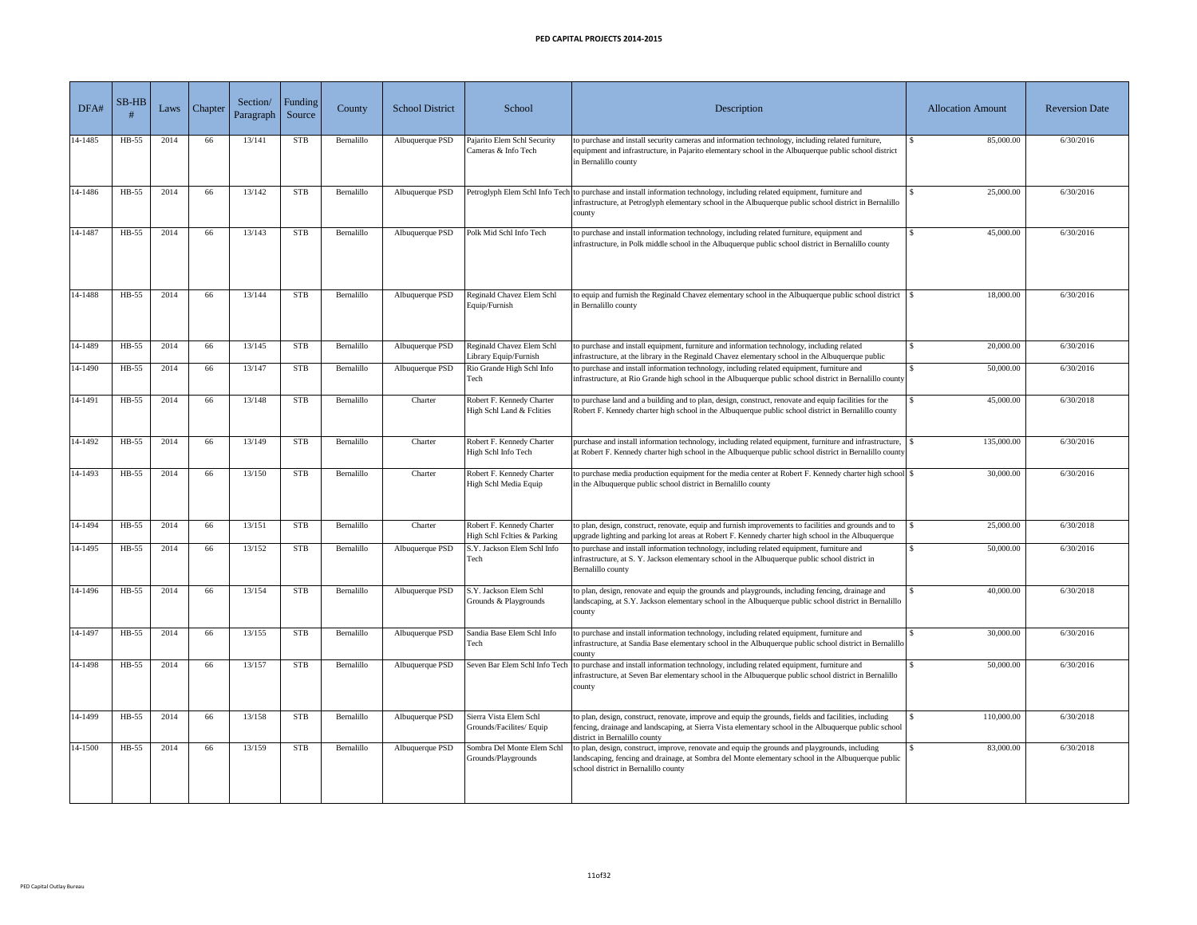# PED CAPITAL PROJECTS 2014-2015

| DFA# | SB-HB # | Laws | Chapter | Section/ Paragraph | Funding Source | County | School District | School | Description | Allocation Amount | Reversion Date |
|---|---|---|---|---|---|---|---|---|---|---|---|
| 14-1485 | HB-55 | 2014 | 66 | 13/141 | STB | Bernalillo | Albuquerque PSD | Pajarito Elem Schl Security Cameras & Info Tech | to purchase and install security cameras and information technology, including related furniture, equipment and infrastructure, in Pajarito elementary school in the Albuquerque public school district in Bernalillo county | $ 85,000.00 | 6/30/2016 |
| 14-1486 | HB-55 | 2014 | 66 | 13/142 | STB | Bernalillo | Albuquerque PSD | Petroglyph Elem Schl Info Tech | to purchase and install information technology, including related equipment, furniture and infrastructure, at Petroglyph elementary school in the Albuquerque public school district in Bernalillo county | $ 25,000.00 | 6/30/2016 |
| 14-1487 | HB-55 | 2014 | 66 | 13/143 | STB | Bernalillo | Albuquerque PSD | Polk Mid Schl Info Tech | to purchase and install information technology, including related furniture, equipment and infrastructure, in Polk middle school in the Albuquerque public school district in Bernalillo county | $ 45,000.00 | 6/30/2016 |
| 14-1488 | HB-55 | 2014 | 66 | 13/144 | STB | Bernalillo | Albuquerque PSD | Reginald Chavez Elem Schl Equip/Furnish | to equip and furnish the Reginald Chavez elementary school in the Albuquerque public school district in Bernalillo county | $ 18,000.00 | 6/30/2016 |
| 14-1489 | HB-55 | 2014 | 66 | 13/145 | STB | Bernalillo | Albuquerque PSD | Reginald Chavez Elem Schl Library Equip/Furnish | to purchase and install equipment, furniture and information technology, including related infrastructure, at the library in the Reginald Chavez elementary school in the Albuquerque public | $ 20,000.00 | 6/30/2016 |
| 14-1490 | HB-55 | 2014 | 66 | 13/147 | STB | Bernalillo | Albuquerque PSD | Rio Grande High Schl Info Tech | to purchase and install information technology, including related equipment, furniture and infrastructure, at Rio Grande high school in the Albuquerque public school district in Bernalillo county | $ 50,000.00 | 6/30/2016 |
| 14-1491 | HB-55 | 2014 | 66 | 13/148 | STB | Bernalillo | Charter | Robert F. Kennedy Charter High Schl Land & Fclities | to purchase land and a building and to plan, design, construct, renovate and equip facilities for the Robert F. Kennedy charter high school in the Albuquerque public school district in Bernalillo county | $ 45,000.00 | 6/30/2018 |
| 14-1492 | HB-55 | 2014 | 66 | 13/149 | STB | Bernalillo | Charter | Robert F. Kennedy Charter High Schl Info Tech | purchase and install information technology, including related equipment, furniture and infrastructure, at Robert F. Kennedy charter high school in the Albuquerque public school district in Bernalillo county | $ 135,000.00 | 6/30/2016 |
| 14-1493 | HB-55 | 2014 | 66 | 13/150 | STB | Bernalillo | Charter | Robert F. Kennedy Charter High Schl Media Equip | to purchase media production equipment for the media center at Robert F. Kennedy charter high school in the Albuquerque public school district in Bernalillo county | $ 30,000.00 | 6/30/2016 |
| 14-1494 | HB-55 | 2014 | 66 | 13/151 | STB | Bernalillo | Charter | Robert F. Kennedy Charter High Schl Fclties & Parking | to plan, design, construct, renovate, equip and furnish improvements to facilities and grounds and to upgrade lighting and parking lot areas at Robert F. Kennedy charter high school in the Albuquerque | $ 25,000.00 | 6/30/2018 |
| 14-1495 | HB-55 | 2014 | 66 | 13/152 | STB | Bernalillo | Albuquerque PSD | S.Y. Jackson Elem Schl Info Tech | to purchase and install information technology, including related equipment, furniture and infrastructure, at S. Y. Jackson elementary school in the Albuquerque public school district in Bernalillo county | $ 50,000.00 | 6/30/2016 |
| 14-1496 | HB-55 | 2014 | 66 | 13/154 | STB | Bernalillo | Albuquerque PSD | S.Y. Jackson Elem Schl Grounds & Playgrounds | to plan, design, renovate and equip the grounds and playgrounds, including fencing, drainage and landscaping, at S.Y. Jackson elementary school in the Albuquerque public school district in Bernalillo county | $ 40,000.00 | 6/30/2018 |
| 14-1497 | HB-55 | 2014 | 66 | 13/155 | STB | Bernalillo | Albuquerque PSD | Sandia Base Elem Schl Info Tech | to purchase and install information technology, including related equipment, furniture and infrastructure, at Sandia Base elementary school in the Albuquerque public school district in Bernalillo county | $ 30,000.00 | 6/30/2016 |
| 14-1498 | HB-55 | 2014 | 66 | 13/157 | STB | Bernalillo | Albuquerque PSD | Seven Bar Elem Schl Info Tech | to purchase and install information technology, including related equipment, furniture and infrastructure, at Seven Bar elementary school in the Albuquerque public school district in Bernalillo county | $ 50,000.00 | 6/30/2016 |
| 14-1499 | HB-55 | 2014 | 66 | 13/158 | STB | Bernalillo | Albuquerque PSD | Sierra Vista Elem Schl Grounds/Facilites/ Equip | to plan, design, construct, renovate, improve and equip the grounds, fields and facilities, including fencing, drainage and landscaping, at Sierra Vista elementary school in the Albuquerque public school district in Bernalillo county | $ 110,000.00 | 6/30/2018 |
| 14-1500 | HB-55 | 2014 | 66 | 13/159 | STB | Bernalillo | Albuquerque PSD | Sombra Del Monte Elem Schl Grounds/Playgrounds | to plan, design, construct, improve, renovate and equip the grounds and playgrounds, including landscaping, fencing and drainage, at Sombra del Monte elementary school in the Albuquerque public school district in Bernalillo county | $ 83,000.00 | 6/30/2018 |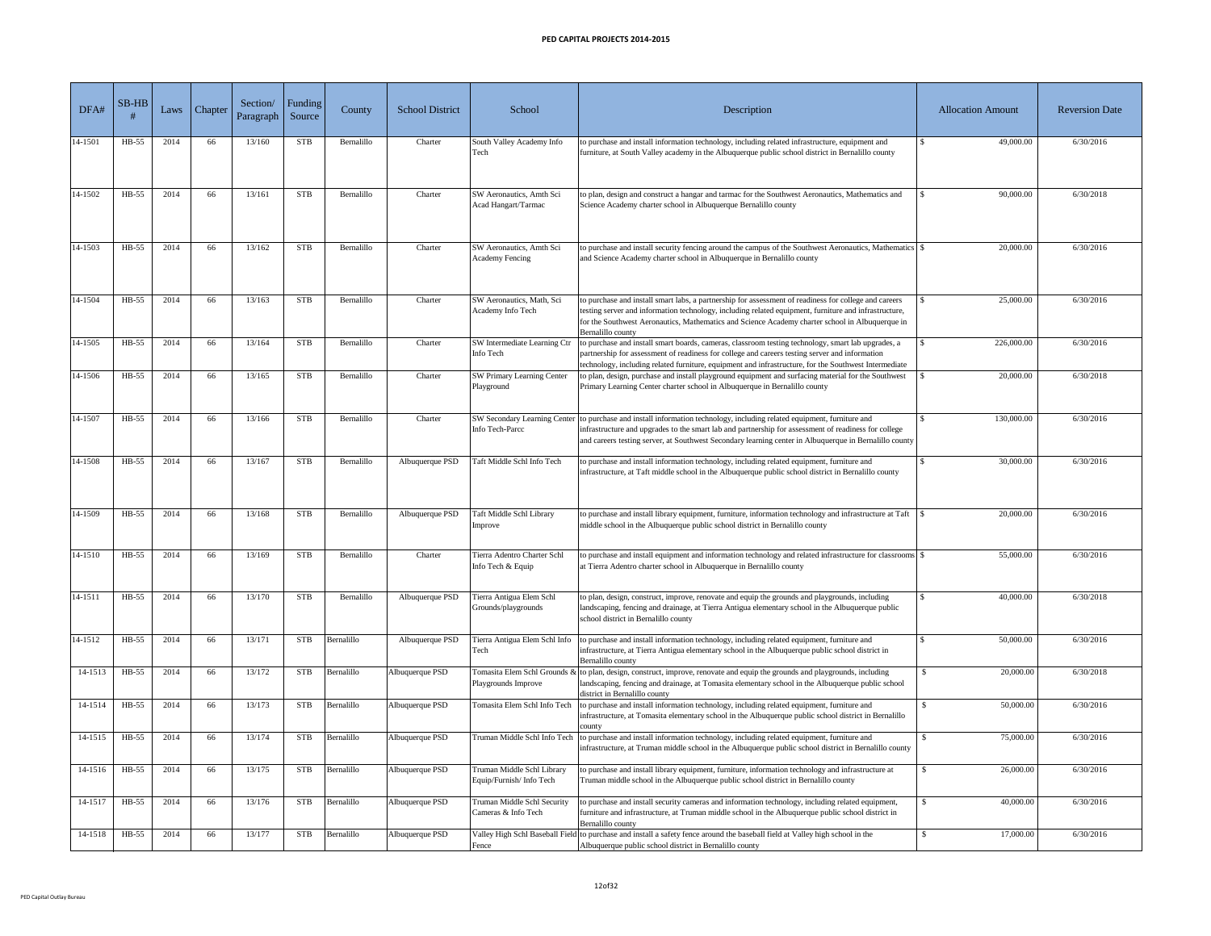# PED CAPITAL PROJECTS 2014-2015

| DFA# | SB-HB # | Laws | Chapter | Section/ Paragraph | Funding Source | County | School District | School | Description | Allocation Amount | Reversion Date |
|---|---|---|---|---|---|---|---|---|---|---|---|
| 14-1501 | HB-55 | 2014 | 66 | 13/160 | STB | Bernalillo | Charter | South Valley Academy Info Tech | to purchase and install information technology, including related infrastructure, equipment and furniture, at South Valley academy in the Albuquerque public school district in Bernalillo county | $ 49,000.00 | 6/30/2016 |
| 14-1502 | HB-55 | 2014 | 66 | 13/161 | STB | Bernalillo | Charter | SW Aeronautics, Amth Sci Acad Hangart/Tarmac | to plan, design and construct a hangar and tarmac for the Southwest Aeronautics, Mathematics and Science Academy charter school in Albuquerque Bernalillo county | $ 90,000.00 | 6/30/2018 |
| 14-1503 | HB-55 | 2014 | 66 | 13/162 | STB | Bernalillo | Charter | SW Aeronautics, Amth Sci Academy Fencing | to purchase and install security fencing around the campus of the Southwest Aeronautics, Mathematics and Science Academy charter school in Albuquerque in Bernalillo county | $ 20,000.00 | 6/30/2016 |
| 14-1504 | HB-55 | 2014 | 66 | 13/163 | STB | Bernalillo | Charter | SW Aeronautics, Math, Sci Academy Info Tech | to purchase and install smart labs, a partnership for assessment of readiness for college and careers testing server and information technology, including related equipment, furniture and infrastructure, for the Southwest Aeronautics, Mathematics and Science Academy charter school in Albuquerque in Bernalillo county | $ 25,000.00 | 6/30/2016 |
| 14-1505 | HB-55 | 2014 | 66 | 13/164 | STB | Bernalillo | Charter | SW Intermediate Learning Ctr Info Tech | to purchase and install smart boards, cameras, classroom testing technology, smart lab upgrades, a partnership for assessment of readiness for college and careers testing server and information technology, including related furniture, equipment and infrastructure, for the Southwest Intermediate | $ 226,000.00 | 6/30/2016 |
| 14-1506 | HB-55 | 2014 | 66 | 13/165 | STB | Bernalillo | Charter | SW Primary Learning Center Playground | to plan, design, purchase and install playground equipment and surfacing material for the Southwest Primary Learning Center charter school in Albuquerque in Bernalillo county | $ 20,000.00 | 6/30/2018 |
| 14-1507 | HB-55 | 2014 | 66 | 13/166 | STB | Bernalillo | Charter | SW Secondary Learning Center Info Tech-Parcc | to purchase and install information technology, including related equipment, furniture and infrastructure and upgrades to the smart lab and partnership for assessment of readiness for college and careers testing server, at Southwest Secondary learning center in Albuquerque in Bernalillo county | $ 130,000.00 | 6/30/2016 |
| 14-1508 | HB-55 | 2014 | 66 | 13/167 | STB | Bernalillo | Albuquerque PSD | Taft Middle Schl Info Tech | to purchase and install information technology, including related equipment, furniture and infrastructure, at Taft middle school in the Albuquerque public school district in Bernalillo county | $ 30,000.00 | 6/30/2016 |
| 14-1509 | HB-55 | 2014 | 66 | 13/168 | STB | Bernalillo | Albuquerque PSD | Taft Middle Schl Library Improve | to purchase and install library equipment, furniture, information technology and infrastructure at Taft middle school in the Albuquerque public school district in Bernalillo county | $ 20,000.00 | 6/30/2016 |
| 14-1510 | HB-55 | 2014 | 66 | 13/169 | STB | Bernalillo | Charter | Tierra Adentro Charter Schl Info Tech & Equip | to purchase and install equipment and information technology and related infrastructure for classrooms at Tierra Adentro charter school in Albuquerque in Bernalillo county | $ 55,000.00 | 6/30/2016 |
| 14-1511 | HB-55 | 2014 | 66 | 13/170 | STB | Bernalillo | Albuquerque PSD | Tierra Antigua Elem Schl Grounds/playgrounds | to plan, design, construct, improve, renovate and equip the grounds and playgrounds, including landscaping, fencing and drainage, at Tierra Antigua elementary school in the Albuquerque public school district in Bernalillo county | $ 40,000.00 | 6/30/2018 |
| 14-1512 | HB-55 | 2014 | 66 | 13/171 | STB | Bernalillo | Albuquerque PSD | Tierra Antigua Elem Schl Info Tech | to purchase and install information technology, including related equipment, furniture and infrastructure, at Tierra Antigua elementary school in the Albuquerque public school district in Bernalillo county | $ 50,000.00 | 6/30/2016 |
| 14-1513 | HB-55 | 2014 | 66 | 13/172 | STB | Bernalillo | Albuquerque PSD | Tomasita Elem Schl Grounds & Playgrounds Improve | to plan, design, construct, improve, renovate and equip the grounds and playgrounds, including landscaping, fencing and drainage, at Tomasita elementary school in the Albuquerque public school district in Bernalillo county | $ 20,000.00 | 6/30/2018 |
| 14-1514 | HB-55 | 2014 | 66 | 13/173 | STB | Bernalillo | Albuquerque PSD | Tomasita Elem Schl Info Tech | to purchase and install information technology, including related equipment, furniture and infrastructure, at Tomasita elementary school in the Albuquerque public school district in Bernalillo county | $ 50,000.00 | 6/30/2016 |
| 14-1515 | HB-55 | 2014 | 66 | 13/174 | STB | Bernalillo | Albuquerque PSD | Truman Middle Schl Info Tech | to purchase and install information technology, including related equipment, furniture and infrastructure, at Truman middle school in the Albuquerque public school district in Bernalillo county | $ 75,000.00 | 6/30/2016 |
| 14-1516 | HB-55 | 2014 | 66 | 13/175 | STB | Bernalillo | Albuquerque PSD | Truman Middle Schl Library Equip/Furnish/ Info Tech | to purchase and install library equipment, furniture, information technology and infrastructure at Truman middle school in the Albuquerque public school district in Bernalillo county | $ 26,000.00 | 6/30/2016 |
| 14-1517 | HB-55 | 2014 | 66 | 13/176 | STB | Bernalillo | Albuquerque PSD | Truman Middle Schl Security Cameras & Info Tech | to purchase and install security cameras and information technology, including related equipment, furniture and infrastructure, at Truman middle school in the Albuquerque public school district in Bernalillo county | $ 40,000.00 | 6/30/2016 |
| 14-1518 | HB-55 | 2014 | 66 | 13/177 | STB | Bernalillo | Albuquerque PSD | Valley High Schl Baseball Field Fence | to purchase and install a safety fence around the baseball field at Valley high school in the Albuquerque public school district in Bernalillo county | $ 17,000.00 | 6/30/2016 |

PED Capital Outlay Bureau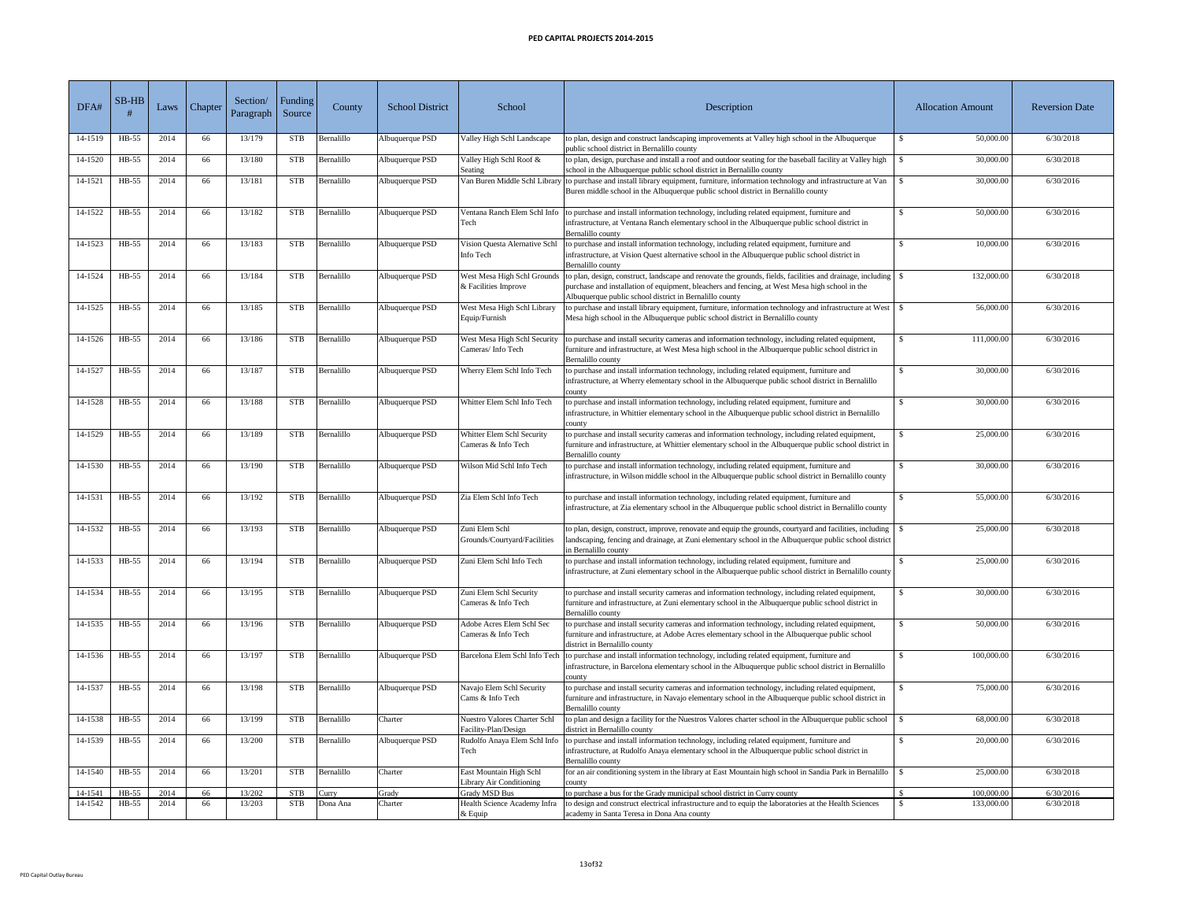# PED CAPITAL PROJECTS 2014-2015

| DFA# | SB-HB # | Laws | Chapter | Section/ Paragraph | Funding Source | County | School District | School | Description | Allocation Amount | Reversion Date |
|---|---|---|---|---|---|---|---|---|---|---|---|
| 14-1519 | HB-55 | 2014 | 66 | 13/179 | STB | Bernalillo | Albuquerque PSD | Valley High Schl Landscape | to plan, design and construct landscaping improvements at Valley high school in the Albuquerque public school district in Bernalillo county | $ 50,000.00 | 6/30/2018 |
| 14-1520 | HB-55 | 2014 | 66 | 13/180 | STB | Bernalillo | Albuquerque PSD | Valley High Schl Roof & Seating | to plan, design, purchase and install a roof and outdoor seating for the baseball facility at Valley high school in the Albuquerque public school district in Bernalillo county | $ 30,000.00 | 6/30/2018 |
| 14-1521 | HB-55 | 2014 | 66 | 13/181 | STB | Bernalillo | Albuquerque PSD | Van Buren Middle Schl Library | to purchase and install library equipment, furniture, information technology and infrastructure at Van Buren middle school in the Albuquerque public school district in Bernalillo county | $ 30,000.00 | 6/30/2016 |
| 14-1522 | HB-55 | 2014 | 66 | 13/182 | STB | Bernalillo | Albuquerque PSD | Ventana Ranch Elem Schl Info Tech | to purchase and install information technology, including related equipment, furniture and infrastructure, at Ventana Ranch elementary school in the Albuquerque public school district in Bernalillo county | $ 50,000.00 | 6/30/2016 |
| 14-1523 | HB-55 | 2014 | 66 | 13/183 | STB | Bernalillo | Albuquerque PSD | Vision Questa Alernative Schl Info Tech | to purchase and install information technology, including related equipment, furniture and infrastructure, at Vision Quest alternative school in the Albuquerque public school district in Bernalillo county | $ 10,000.00 | 6/30/2016 |
| 14-1524 | HB-55 | 2014 | 66 | 13/184 | STB | Bernalillo | Albuquerque PSD | West Mesa High Schl Grounds & Facilities Improve | to plan, design, construct, landscape and renovate the grounds, fields, facilities and drainage, including purchase and installation of equipment, bleachers and fencing, at West Mesa high school in the Albuquerque public school district in Bernalillo county | $ 132,000.00 | 6/30/2018 |
| 14-1525 | HB-55 | 2014 | 66 | 13/185 | STB | Bernalillo | Albuquerque PSD | West Mesa High Schl Library Equip/Furnish | to purchase and install library equipment, furniture, information technology and infrastructure at West Mesa high school in the Albuquerque public school district in Bernalillo county | $ 56,000.00 | 6/30/2016 |
| 14-1526 | HB-55 | 2014 | 66 | 13/186 | STB | Bernalillo | Albuquerque PSD | West Mesa High Schl Security Cameras/ Info Tech | to purchase and install security cameras and information technology, including related equipment, furniture and infrastructure, at West Mesa high school in the Albuquerque public school district in Bernalillo county | $ 111,000.00 | 6/30/2016 |
| 14-1527 | HB-55 | 2014 | 66 | 13/187 | STB | Bernalillo | Albuquerque PSD | Wherry Elem Schl Info Tech | to purchase and install information technology, including related equipment, furniture and infrastructure, at Wherry elementary school in the Albuquerque public school district in Bernalillo county | $ 30,000.00 | 6/30/2016 |
| 14-1528 | HB-55 | 2014 | 66 | 13/188 | STB | Bernalillo | Albuquerque PSD | Whitter Elem Schl Info Tech | to purchase and install information technology, including related equipment, furniture and infrastructure, in Whittier elementary school in the Albuquerque public school district in Bernalillo county | $ 30,000.00 | 6/30/2016 |
| 14-1529 | HB-55 | 2014 | 66 | 13/189 | STB | Bernalillo | Albuquerque PSD | Whitter Elem Schl Security Cameras & Info Tech | to purchase and install security cameras and information technology, including related equipment, furniture and infrastructure, at Whittier elementary school in the Albuquerque public school district in Bernalillo county | $ 25,000.00 | 6/30/2016 |
| 14-1530 | HB-55 | 2014 | 66 | 13/190 | STB | Bernalillo | Albuquerque PSD | Wilson Mid Schl Info Tech | to purchase and install information technology, including related equipment, furniture and infrastructure, in Wilson middle school in the Albuquerque public school district in Bernalillo county | $ 30,000.00 | 6/30/2016 |
| 14-1531 | HB-55 | 2014 | 66 | 13/192 | STB | Bernalillo | Albuquerque PSD | Zia Elem Schl Info Tech | to purchase and install information technology, including related equipment, furniture and infrastructure, at Zia elementary school in the Albuquerque public school district in Bernalillo county | $ 55,000.00 | 6/30/2016 |
| 14-1532 | HB-55 | 2014 | 66 | 13/193 | STB | Bernalillo | Albuquerque PSD | Zuni Elem Schl Grounds/Courtyard/Facilities | to plan, design, construct, improve, renovate and equip the grounds, courtyard and facilities, including landscaping, fencing and drainage, at Zuni elementary school in the Albuquerque public school district in Bernalillo county | $ 25,000.00 | 6/30/2018 |
| 14-1533 | HB-55 | 2014 | 66 | 13/194 | STB | Bernalillo | Albuquerque PSD | Zuni Elem Schl Info Tech | to purchase and install information technology, including related equipment, furniture and infrastructure, at Zuni elementary school in the Albuquerque public school district in Bernalillo county | $ 25,000.00 | 6/30/2016 |
| 14-1534 | HB-55 | 2014 | 66 | 13/195 | STB | Bernalillo | Albuquerque PSD | Zuni Elem Schl Security Cameras & Info Tech | to purchase and install security cameras and information technology, including related equipment, furniture and infrastructure, at Zuni elementary school in the Albuquerque public school district in Bernalillo county | $ 30,000.00 | 6/30/2016 |
| 14-1535 | HB-55 | 2014 | 66 | 13/196 | STB | Bernalillo | Albuquerque PSD | Adobe Acres Elem Schl Sec Cameras & Info Tech | to purchase and install security cameras and information technology, including related equipment, furniture and infrastructure, at Adobe Acres elementary school in the Albuquerque public school district in Bernalillo county | $ 50,000.00 | 6/30/2016 |
| 14-1536 | HB-55 | 2014 | 66 | 13/197 | STB | Bernalillo | Albuquerque PSD | Barcelona Elem Schl Info Tech | to purchase and install information technology, including related equipment, furniture and infrastructure, in Barcelona elementary school in the Albuquerque public school district in Bernalillo county | $ 100,000.00 | 6/30/2016 |
| 14-1537 | HB-55 | 2014 | 66 | 13/198 | STB | Bernalillo | Albuquerque PSD | Navajo Elem Schl Security Cams & Info Tech | to purchase and install security cameras and information technology, including related equipment, furniture and infrastructure, in Navajo elementary school in the Albuquerque public school district in Bernalillo county | $ 75,000.00 | 6/30/2016 |
| 14-1538 | HB-55 | 2014 | 66 | 13/199 | STB | Bernalillo | Charter | Nuestro Valores Charter Schl Facility-Plan/Design | to plan and design a facility for the Nuestros Valores charter school in the Albuquerque public school district in Bernalillo county | $ 68,000.00 | 6/30/2018 |
| 14-1539 | HB-55 | 2014 | 66 | 13/200 | STB | Bernalillo | Albuquerque PSD | Rudolfo Anaya Elem Schl Info Tech | to purchase and install information technology, including related equipment, furniture and infrastructure, at Rudolfo Anaya elementary school in the Albuquerque public school district in Bernalillo county | $ 20,000.00 | 6/30/2016 |
| 14-1540 | HB-55 | 2014 | 66 | 13/201 | STB | Bernalillo | Charter | East Mountain High Schl Library Air Conditioning | for an air conditioning system in the library at East Mountain high school in Sandia Park in Bernalillo county | $ 25,000.00 | 6/30/2018 |
| 14-1541 | HB-55 | 2014 | 66 | 13/202 | STB | Curry | Grady | Grady MSD Bus | to purchase a bus for the Grady municipal school district in Curry county | $ 100,000.00 | 6/30/2016 |
| 14-1542 | HB-55 | 2014 | 66 | 13/203 | STB | Dona Ana | Charter | Health Science Academy Infra & Equip | to design and construct electrical infrastructure and to equip the laboratories at the Health Sciences academy in Santa Teresa in Dona Ana county | $ 133,000.00 | 6/30/2018 |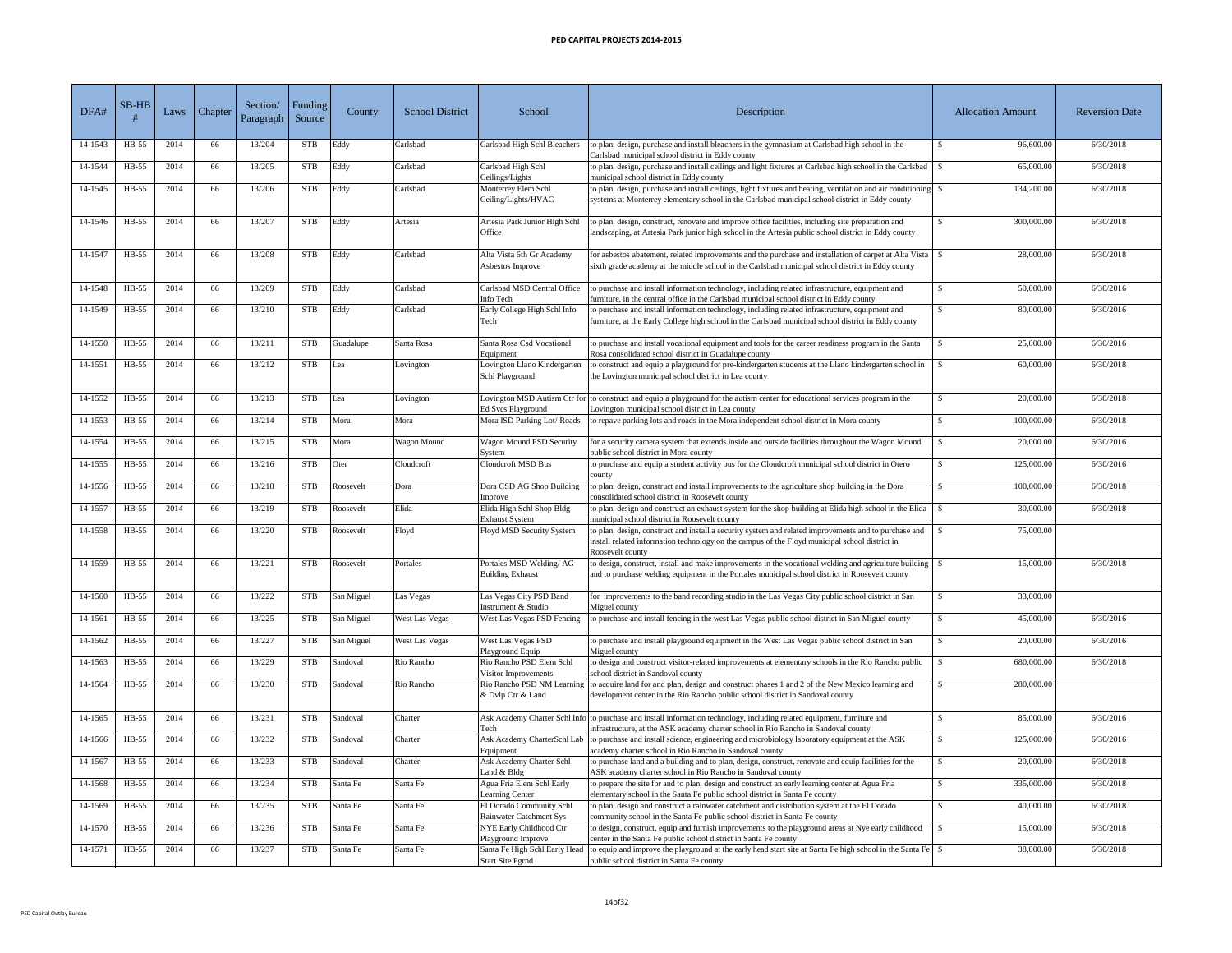# PED CAPITAL PROJECTS 2014-2015

| DFA# | SB-HB # | Laws | Chapter | Section/ Paragraph | Funding Source | County | School District | School | Description | Allocation Amount | Reversion Date |
|---|---|---|---|---|---|---|---|---|---|---|---|
| 14-1543 | HB-55 | 2014 | 66 | 13/204 | STB | Eddy | Carlsbad | Carlsbad High Schl Bleachers | to plan, design, purchase and install bleachers in the gymnasium at Carlsbad high school in the Carlsbad municipal school district in Eddy county | $ 96,600.00 | 6/30/2018 |
| 14-1544 | HB-55 | 2014 | 66 | 13/205 | STB | Eddy | Carlsbad | Carlsbad High Schl Ceilings/Lights | to plan, design, purchase and install ceilings and light fixtures at Carlsbad high school in the Carlsbad municipal school district in Eddy county | $ 65,000.00 | 6/30/2018 |
| 14-1545 | HB-55 | 2014 | 66 | 13/206 | STB | Eddy | Carlsbad | Monterrey Elem Schl Ceiling/Lights/HVAC | to plan, design, purchase and install ceilings, light fixtures and heating, ventilation and air conditioning systems at Monterrey elementary school in the Carlsbad municipal school district in Eddy county | $ 134,200.00 | 6/30/2018 |
| 14-1546 | HB-55 | 2014 | 66 | 13/207 | STB | Eddy | Artesia | Artesia Park Junior High Schl Office | to plan, design, construct, renovate and improve office facilities, including site preparation and landscaping, at Artesia Park junior high school in the Artesia public school district in Eddy county | $ 300,000.00 | 6/30/2018 |
| 14-1547 | HB-55 | 2014 | 66 | 13/208 | STB | Eddy | Carlsbad | Alta Vista 6th Gr Academy Asbestos Improve | for asbestos abatement, related improvements and the purchase and installation of carpet at Alta Vista sixth grade academy at the middle school in the Carlsbad municipal school district in Eddy county | $ 28,000.00 | 6/30/2018 |
| 14-1548 | HB-55 | 2014 | 66 | 13/209 | STB | Eddy | Carlsbad | Carlsbad MSD Central Office Info Tech | to purchase and install information technology, including related infrastructure, equipment and furniture, in the central office in the Carlsbad municipal school district in Eddy county | $ 50,000.00 | 6/30/2016 |
| 14-1549 | HB-55 | 2014 | 66 | 13/210 | STB | Eddy | Carlsbad | Early College High Schl Info Tech | to purchase and install information technology, including related infrastructure, equipment and furniture, at the Early College high school in the Carlsbad municipal school district in Eddy county | $ 80,000.00 | 6/30/2016 |
| 14-1550 | HB-55 | 2014 | 66 | 13/211 | STB | Guadalupe | Santa Rosa | Santa Rosa Csd Vocational Equipment | to purchase and install vocational equipment and tools for the career readiness program in the Santa Rosa consolidated school district in Guadalupe county | $ 25,000.00 | 6/30/2016 |
| 14-1551 | HB-55 | 2014 | 66 | 13/212 | STB | Lea | Lovington | Lovington Llano Kindergarten Schl Playground | to construct and equip a playground for pre-kindergarten students at the Llano kindergarten school in the Lovington municipal school district in Lea county | $ 60,000.00 | 6/30/2018 |
| 14-1552 | HB-55 | 2014 | 66 | 13/213 | STB | Lea | Lovington | Lovington MSD Autism Ctr for Ed Svcs Playground | to construct and equip a playground for the autism center for educational services program in the Lovington municipal school district in Lea county | $ 20,000.00 | 6/30/2018 |
| 14-1553 | HB-55 | 2014 | 66 | 13/214 | STB | Mora | Mora | Mora ISD Parking Lot/ Roads | to repave parking lots and roads in the Mora independent school district in Mora county | $ 100,000.00 | 6/30/2018 |
| 14-1554 | HB-55 | 2014 | 66 | 13/215 | STB | Mora | Wagon Mound | Wagon Mound PSD Security System | for a security camera system that extends inside and outside facilities throughout the Wagon Mound public school district in Mora county | $ 20,000.00 | 6/30/2016 |
| 14-1555 | HB-55 | 2014 | 66 | 13/216 | STB | Oter | Cloudcroft | Cloudcroft MSD Bus | to purchase and equip a student activity bus for the Cloudcroft municipal school district in Otero county | $ 125,000.00 | 6/30/2016 |
| 14-1556 | HB-55 | 2014 | 66 | 13/218 | STB | Roosevelt | Dora | Dora CSD AG Shop Building Improve | to plan, design, construct and install improvements to the agriculture shop building in the Dora consolidated school district in Roosevelt county | $ 100,000.00 | 6/30/2018 |
| 14-1557 | HB-55 | 2014 | 66 | 13/219 | STB | Roosevelt | Elida | Elida High Schl Shop Bldg Exhaust System | to plan, design and construct an exhaust system for the shop building at Elida high school in the Elida municipal school district in Roosevelt county | $ 30,000.00 | 6/30/2018 |
| 14-1558 | HB-55 | 2014 | 66 | 13/220 | STB | Roosevelt | Floyd | Floyd MSD Security System | to plan, design, construct and install a security system and related improvements and to purchase and install related information technology on the campus of the Floyd municipal school district in Roosevelt county | $ 75,000.00 | |
| 14-1559 | HB-55 | 2014 | 66 | 13/221 | STB | Roosevelt | Portales | Portales MSD Welding/ AG Building Exhaust | to design, construct, install and make improvements in the vocational welding and agriculture building and to purchase welding equipment in the Portales municipal school district in Roosevelt county | $ 15,000.00 | 6/30/2018 |
| 14-1560 | HB-55 | 2014 | 66 | 13/222 | STB | San Miguel | Las Vegas | Las Vegas City PSD Band Instrument & Studio | for improvements to the band recording studio in the Las Vegas City public school district in San Miguel county | $ 33,000.00 | |
| 14-1561 | HB-55 | 2014 | 66 | 13/225 | STB | San Miguel | West Las Vegas | West Las Vegas PSD Fencing | to purchase and install fencing in the west Las Vegas public school district in San Miguel county | $ 45,000.00 | 6/30/2016 |
| 14-1562 | HB-55 | 2014 | 66 | 13/227 | STB | San Miguel | West Las Vegas | West Las Vegas PSD Playground Equip | to purchase and install playground equipment in the West Las Vegas public school district in San Miguel county | $ 20,000.00 | 6/30/2016 |
| 14-1563 | HB-55 | 2014 | 66 | 13/229 | STB | Sandoval | Rio Rancho | Rio Rancho PSD Elem Schl Visitor Improvements | to design and construct visitor-related improvements at elementary schools in the Rio Rancho public school district in Sandoval county | $ 680,000.00 | 6/30/2018 |
| 14-1564 | HB-55 | 2014 | 66 | 13/230 | STB | Sandoval | Rio Rancho | Rio Rancho PSD NM Learning & Dvlp Ctr & Land | to acquire land for and plan, design and construct phases 1 and 2 of the New Mexico learning and development center in the Rio Rancho public school district in Sandoval county | $ 280,000.00 | |
| 14-1565 | HB-55 | 2014 | 66 | 13/231 | STB | Sandoval | Charter | Ask Academy Charter Schl Info Tech | to purchase and install information technology, including related equipment, furniture and infrastructure, at the ASK academy charter school in Rio Rancho in Sandoval county | $ 85,000.00 | 6/30/2016 |
| 14-1566 | HB-55 | 2014 | 66 | 13/232 | STB | Sandoval | Charter | Ask Academy CharterSchl Lab Equipment | to purchase and install science, engineering and microbiology laboratory equipment at the ASK academy charter school in Rio Rancho in Sandoval county | $ 125,000.00 | 6/30/2016 |
| 14-1567 | HB-55 | 2014 | 66 | 13/233 | STB | Sandoval | Charter | Ask Academy Charter Schl Land & Bldg | to purchase land and a building and to plan, design, construct, renovate and equip facilities for the ASK academy charter school in Rio Rancho in Sandoval county | $ 20,000.00 | 6/30/2018 |
| 14-1568 | HB-55 | 2014 | 66 | 13/234 | STB | Santa Fe | Santa Fe | Agua Fria Elem Schl Early Learning Center | to prepare the site for and to plan, design and construct an early learning center at Agua Fria elementary school in the Santa Fe public school district in Santa Fe county | $ 335,000.00 | 6/30/2018 |
| 14-1569 | HB-55 | 2014 | 66 | 13/235 | STB | Santa Fe | Santa Fe | El Dorado Community Schl Rainwater Catchment Sys | to plan, design and construct a rainwater catchment and distribution system at the El Dorado community school in the Santa Fe public school district in Santa Fe county | $ 40,000.00 | 6/30/2018 |
| 14-1570 | HB-55 | 2014 | 66 | 13/236 | STB | Santa Fe | Santa Fe | NYE Early Childhood Ctr Playground Improve | to design, construct, equip and furnish improvements to the playground areas at Nye early childhood center in the Santa Fe public school district in Santa Fe county | $ 15,000.00 | 6/30/2018 |
| 14-1571 | HB-55 | 2014 | 66 | 13/237 | STB | Santa Fe | Santa Fe | Santa Fe High Schl Early Head Start Site Pgrnd | to equip and improve the playground at the early head start site at Santa Fe high school in the Santa Fe public school district in Santa Fe county | $ 38,000.00 | 6/30/2018 |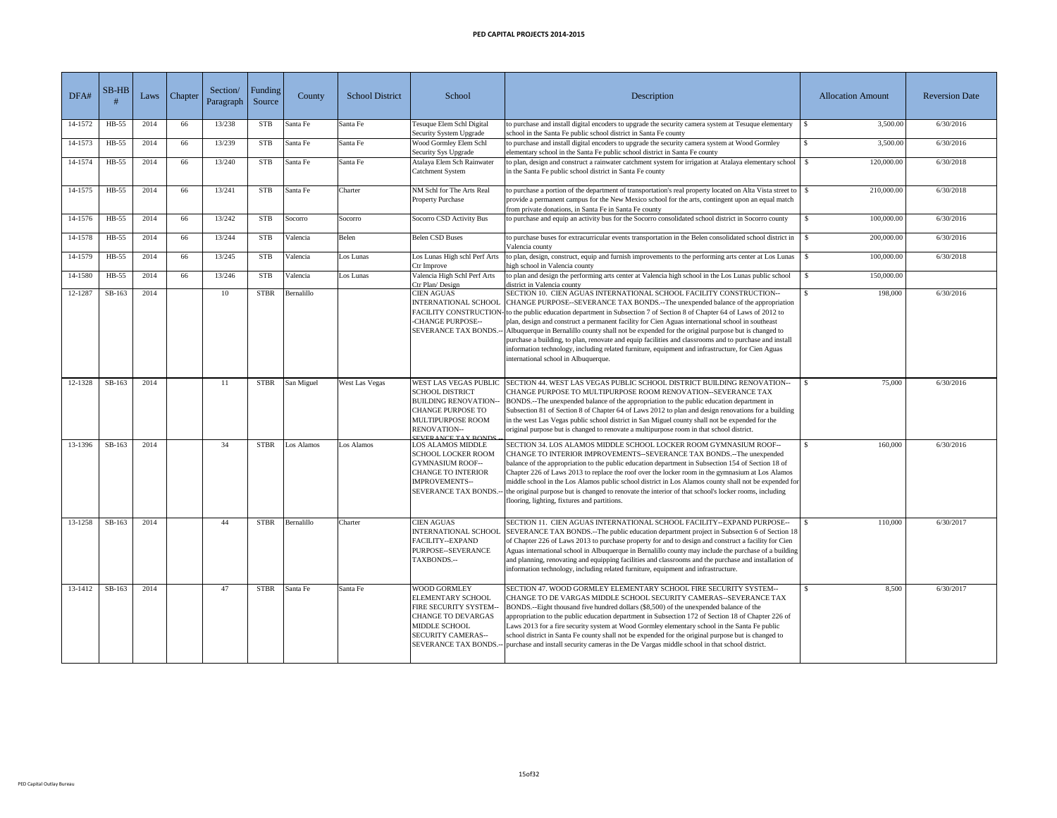# PED CAPITAL PROJECTS 2014-2015

| DFA# | SB-HB # | Laws | Chapter | Section/ Paragraph | Funding Source | County | School District | School | Description | Allocation Amount | Reversion Date |
|---|---|---|---|---|---|---|---|---|---|---|---|
| 14-1572 | HB-55 | 2014 | 66 | 13/238 | STB | Santa Fe | Santa Fe | Tesuque Elem Schl Digital Security System Upgrade | to purchase and install digital encoders to upgrade the security camera system at Tesuque elementary school in the Santa Fe public school district in Santa Fe county | $ 3,500.00 | 6/30/2016 |
| 14-1573 | HB-55 | 2014 | 66 | 13/239 | STB | Santa Fe | Santa Fe | Wood Gormley Elem Schl Security Sys Upgrade | to purchase and install digital encoders to upgrade the security camera system at Wood Gormley elementary school in the Santa Fe public school district in Santa Fe county | $ 3,500.00 | 6/30/2016 |
| 14-1574 | HB-55 | 2014 | 66 | 13/240 | STB | Santa Fe | Santa Fe | Atalaya Elem Sch Rainwater Catchment System | to plan, design and construct a rainwater catchment system for irrigation at Atalaya elementary school in the Santa Fe public school district in Santa Fe county | $ 120,000.00 | 6/30/2018 |
| 14-1575 | HB-55 | 2014 | 66 | 13/241 | STB | Santa Fe | Charter | NM Schl for The Arts Real Property Purchase | to purchase a portion of the department of transportation's real property located on Alta Vista street to provide a permanent campus for the New Mexico school for the arts, contingent upon an equal match from private donations, in Santa Fe in Santa Fe county | $ 210,000.00 | 6/30/2018 |
| 14-1576 | HB-55 | 2014 | 66 | 13/242 | STB | Socorro | Socorro | Socorro CSD Activity Bus | to purchase and equip an activity bus for the Socorro consolidated school district in Socorro county | $ 100,000.00 | 6/30/2016 |
| 14-1578 | HB-55 | 2014 | 66 | 13/244 | STB | Valencia | Belen | Belen CSD Buses | to purchase buses for extracurricular events transportation in the Belen consolidated school district in Valencia county | $ 200,000.00 | 6/30/2016 |
| 14-1579 | HB-55 | 2014 | 66 | 13/245 | STB | Valencia | Los Lunas | Los Lunas High schl Perf Arts Ctr Improve | to plan, design, construct, equip and furnish improvements to the performing arts center at Los Lunas high school in Valencia county | $ 100,000.00 | 6/30/2018 |
| 14-1580 | HB-55 | 2014 | 66 | 13/246 | STB | Valencia | Los Lunas | Valencia High Schl Perf Arts Ctr Plan/ Design | to plan and design the performing arts center at Valencia high school in the Los Lunas public school district in Valencia county | $ 150,000.00 | |
| 12-1287 | SB-163 | 2014 | | 10 | STBR | Bernalillo | | CIEN AGUAS INTERNATIONAL SCHOOL FACILITY CONSTRUCTION--CHANGE PURPOSE--SEVERANCE TAX BONDS.-- | SECTION 10. CIEN AGUAS INTERNATIONAL SCHOOL FACILITY CONSTRUCTION--CHANGE PURPOSE--SEVERANCE TAX BONDS.--The unexpended balance of the appropriation to the public education department in Subsection 7 of Section 8 of Chapter 64 of Laws of 2012 to plan, design and construct a permanent facility for Cien Aguas international school in southeast Albuquerque in Bernalillo county shall not be expended for the original purpose but is changed to purchase a building, to plan, renovate and equip facilities and classrooms and to purchase and install information technology, including related furniture, equipment and infrastructure, for Cien Aguas international school in Albuquerque. | $ 198,000 | 6/30/2016 |
| 12-1328 | SB-163 | 2014 | | 11 | STBR | San Miguel | West Las Vegas | WEST LAS VEGAS PUBLIC SCHOOL DISTRICT BUILDING RENOVATION--CHANGE PURPOSE TO MULTIPURPOSE ROOM RENOVATION--SEVERANCE TAX BONDS.-- | SECTION 44. WEST LAS VEGAS PUBLIC SCHOOL DISTRICT BUILDING RENOVATION--CHANGE PURPOSE TO MULTIPURPOSE ROOM RENOVATION--SEVERANCE TAX BONDS.--The unexpended balance of the appropriation to the public education department in Subsection 81 of Section 8 of Chapter 64 of Laws 2012 to plan and design renovations for a building in the west Las Vegas public school district in San Miguel county shall not be expended for the original purpose but is changed to renovate a multipurpose room in that school district. | $ 75,000 | 6/30/2016 |
| 13-1396 | SB-163 | 2014 | | 34 | STBR | Los Alamos | Los Alamos | LOS ALAMOS MIDDLE SCHOOL LOCKER ROOM GYMNASIUM ROOF--CHANGE TO INTERIOR IMPROVEMENTS--SEVERANCE TAX BONDS.-- | SECTION 34. LOS ALAMOS MIDDLE SCHOOL LOCKER ROOM GYMNASIUM ROOF--CHANGE TO INTERIOR IMPROVEMENTS--SEVERANCE TAX BONDS.--The unexpended balance of the appropriation to the public education department in Subsection 154 of Section 18 of Chapter 226 of Laws 2013 to replace the roof over the locker room in the gymnasium at Los Alamos middle school in the Los Alamos public school district in Los Alamos county shall not be expended for the original purpose but is changed to renovate the interior of that school's locker rooms, including flooring, lighting, fixtures and partitions. | $ 160,000 | 6/30/2016 |
| 13-1258 | SB-163 | 2014 | | 44 | STBR | Bernalillo | Charter | CIEN AGUAS INTERNATIONAL SCHOOL FACILITY--EXPAND PURPOSE--SEVERANCE TAXBONDS.-- | SECTION 11. CIEN AGUAS INTERNATIONAL SCHOOL FACILITY--EXPAND PURPOSE--SEVERANCE TAX BONDS.--The public education department project in Subsection 6 of Section 18 of Chapter 226 of Laws 2013 to purchase property for and to design and construct a facility for Cien Aguas international school in Albuquerque in Bernalillo county may include the purchase of a building and planning, renovating and equipping facilities and classrooms and the purchase and installation of information technology, including related furniture, equipment and infrastructure. | $ 110,000 | 6/30/2017 |
| 13-1412 | SB-163 | 2014 | | 47 | STBR | Santa Fe | Santa Fe | WOOD GORMLEY ELEMENTARY SCHOOL FIRE SECURITY SYSTEM--CHANGE TO DEVARGAS MIDDLE SCHOOL SECURITY CAMERAS--SEVERANCE TAX BONDS.-- | SECTION 47. WOOD GORMLEY ELEMENTARY SCHOOL FIRE SECURITY SYSTEM--CHANGE TO DE VARGAS MIDDLE SCHOOL SECURITY CAMERAS--SEVERANCE TAX BONDS.--Eight thousand five hundred dollars ($8,500) of the unexpended balance of the appropriation to the public education department in Subsection 172 of Section 18 of Chapter 226 of Laws 2013 for a fire security system at Wood Gormley elementary school in the Santa Fe public school district in Santa Fe county shall not be expended for the original purpose but is changed to purchase and install security cameras in the De Vargas middle school in that school district. | $ 8,500 | 6/30/2017 |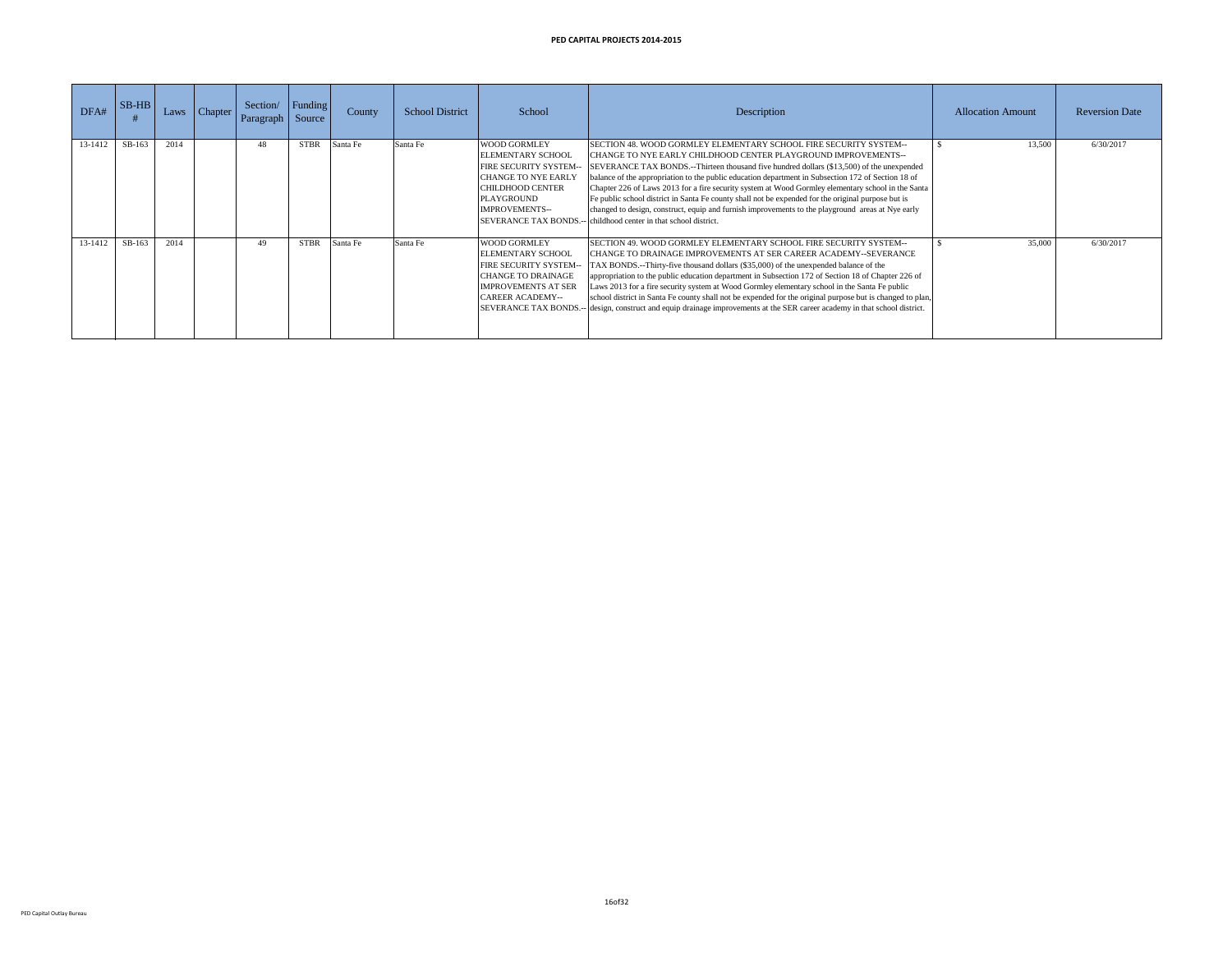# PED CAPITAL PROJECTS 2014-2015

| DFA# | SB-HB # | Laws | Chapter | Section/ Paragraph | Funding Source | County | School District | School | Description | Allocation Amount | Reversion Date |
|---|---|---|---|---|---|---|---|---|---|---|---|
| 13-1412 | SB-163 | 2014 | | 48 | STBR | Santa Fe | Santa Fe | WOOD GORMLEY ELEMENTARY SCHOOL FIRE SECURITY SYSTEM--CHANGE TO NYE EARLY CHILDHOOD CENTER PLAYGROUND IMPROVEMENTS--SEVERANCE TAX BONDS.-- | SECTION 48. WOOD GORMLEY ELEMENTARY SCHOOL FIRE SECURITY SYSTEM--CHANGE TO NYE EARLY CHILDHOOD CENTER PLAYGROUND IMPROVEMENTS--SEVERANCE TAX BONDS.--Thirteen thousand five hundred dollars ($13,500) of the unexpended balance of the appropriation to the public education department in Subsection 172 of Section 18 of Chapter 226 of Laws 2013 for a fire security system at Wood Gormley elementary school in the Santa Fe public school district in Santa Fe county shall not be expended for the original purpose but is changed to design, construct, equip and furnish improvements to the playground areas at Nye early childhood center in that school district. | $ 13,500 | 6/30/2017 |
| 13-1412 | SB-163 | 2014 | | 49 | STBR | Santa Fe | Santa Fe | WOOD GORMLEY ELEMENTARY SCHOOL FIRE SECURITY SYSTEM--CHANGE TO DRAINAGE IMPROVEMENTS AT SER CAREER ACADEMY--SEVERANCE TAX BONDS.-- | SECTION 49. WOOD GORMLEY ELEMENTARY SCHOOL FIRE SECURITY SYSTEM--CHANGE TO DRAINAGE IMPROVEMENTS AT SER CAREER ACADEMY--SEVERANCE TAX BONDS.--Thirty-five thousand dollars ($35,000) of the unexpended balance of the appropriation to the public education department in Subsection 172 of Section 18 of Chapter 226 of Laws 2013 for a fire security system at Wood Gormley elementary school in the Santa Fe public school district in Santa Fe county shall not be expended for the original purpose but is changed to plan, design, construct and equip drainage improvements at the SER career academy in that school district. | $ 35,000 | 6/30/2017 |